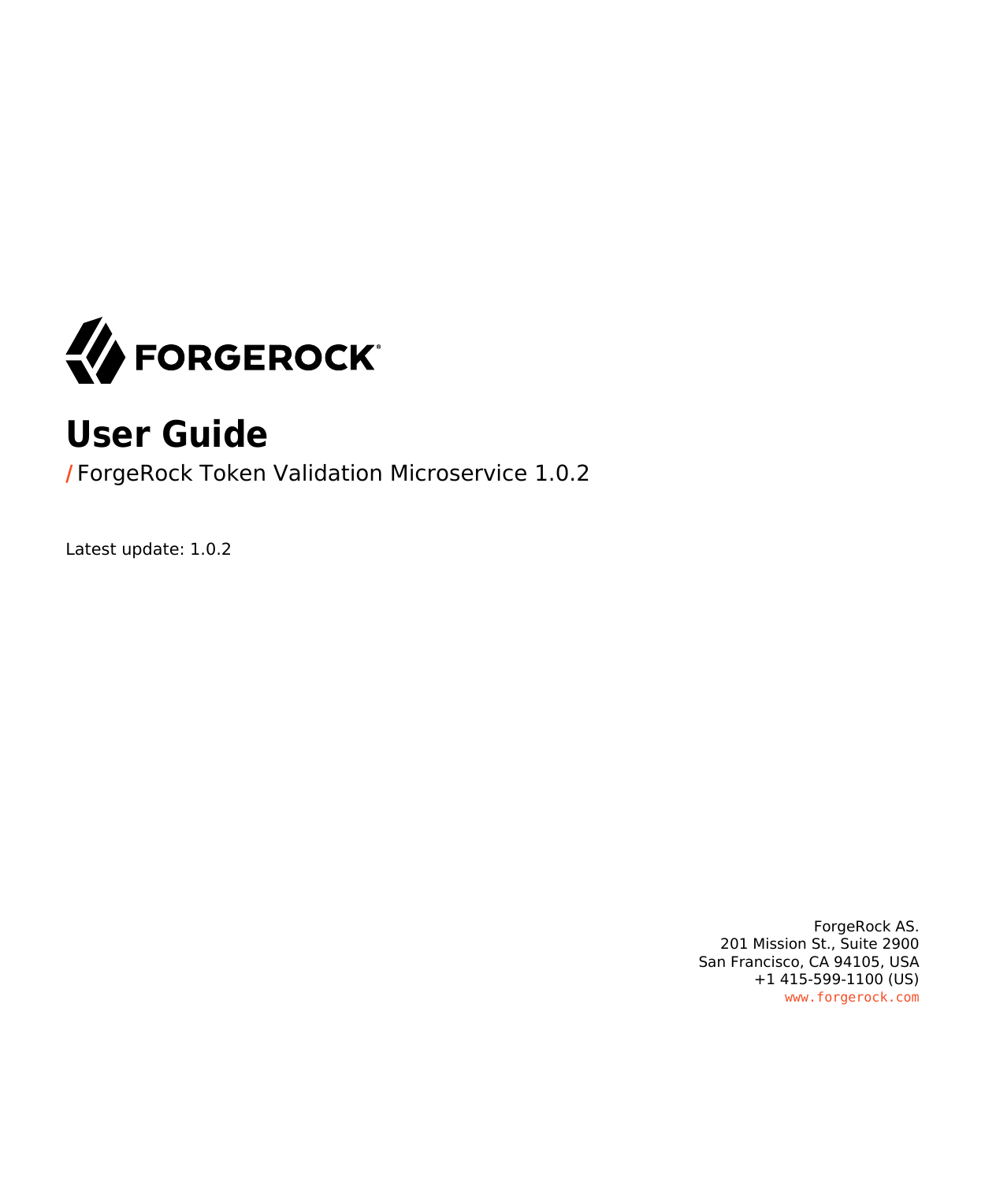FORGEROCK

# User Guide

/ ForgeRock Token Validation Microservice 1.0.2

Latest update: 1.0.2

ForgeRock AS.
201 Mission St., Suite 2900
San Francisco, CA 94105, USA
+1 415-599-1100 (US)
www.forgerock.com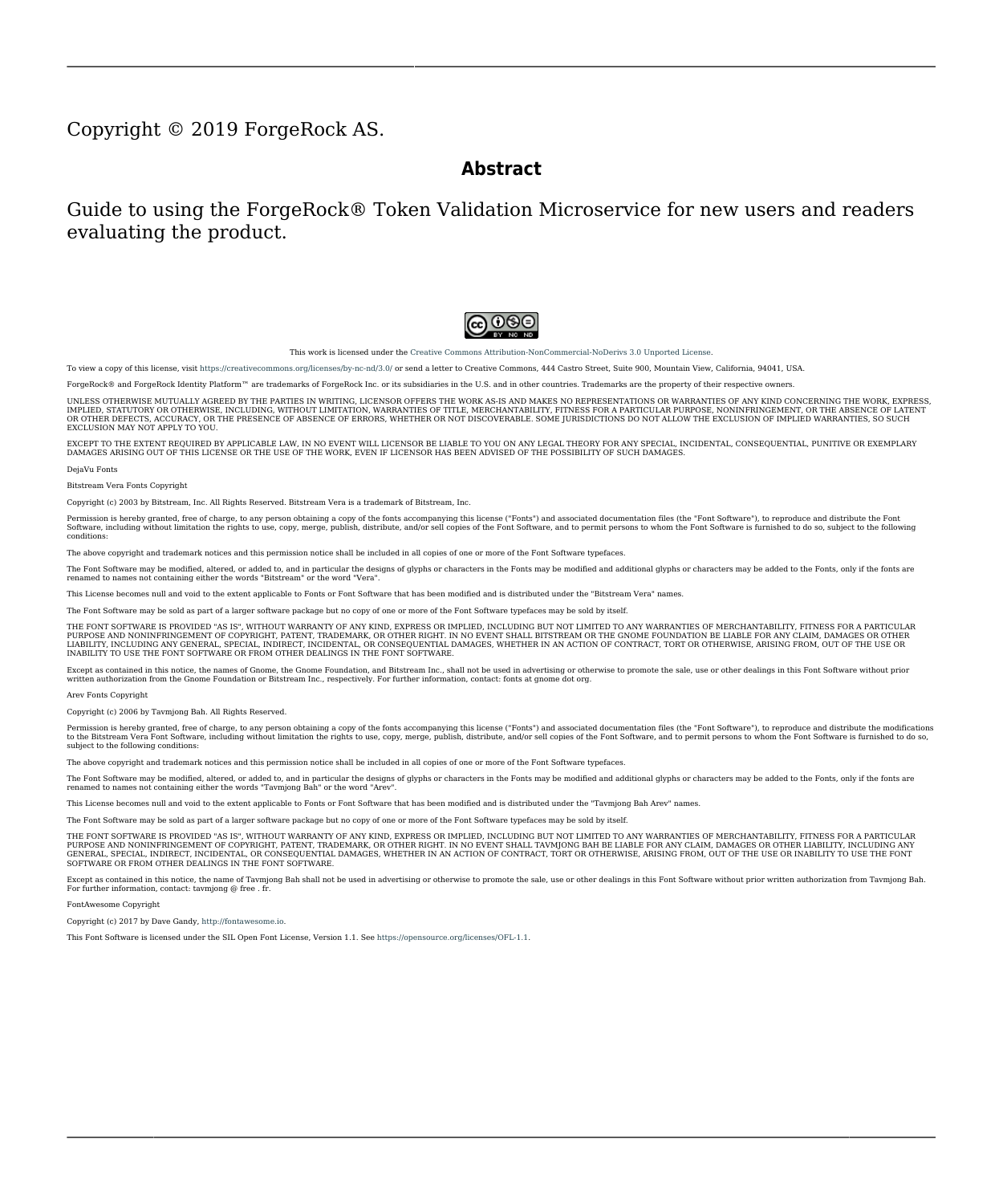Copyright © 2019 ForgeRock AS.

## Abstract

Guide to using the ForgeRock® Token Validation Microservice for new users and readers evaluating the product.

This work is licensed under the Creative Commons Attribution-NonCommercial-NoDerivs 3.0 Unported License.

To view a copy of this license, visit https://creativecommons.org/licenses/by-nc-nd/3.0/ or send a letter to Creative Commons, 444 Castro Street, Suite 900, Mountain View, California, 94041, USA.

ForgeRock® and ForgeRock Identity Platform™ are trademarks of ForgeRock Inc. or its subsidiaries in the U.S. and in other countries. Trademarks are the property of their respective owners.

UNLESS OTHERWISE MUTUALLY AGREED BY THE PARTIES IN WRITING, LICENSOR OFFERS THE WORK AS-IS AND MAKES NO REPRESENTATIONS OR WARRANTIES OF ANY KIND CONCERNING THE WORK, EXPRESS, IMPLIED, STATUTORY OR OTHERWISE, INCLUDING, WITHOUT LIMITATION, WARRANTIES OF TITLE, MERCHANTABILITY, FITNESS FOR A PARTICULAR PURPOSE, NONINFRINGEMENT, OR THE ABSENCE OF LATENT OR OTHER DEFECTS, ACCURACY, OR THE PRESENCE OF ABSENCE OF ERRORS, WHETHER OR NOT DISCOVERABLE. SOME JURISDICTIONS DO NOT ALLOW THE EXCLUSION OF IMPLIED WARRANTIES, SO SUCH EXCLUSION MAY NOT APPLY TO YOU.

EXCEPT TO THE EXTENT REQUIRED BY APPLICABLE LAW, IN NO EVENT WILL LICENSOR BE LIABLE TO YOU ON ANY LEGAL THEORY FOR ANY SPECIAL, INCIDENTAL, CONSEQUENTIAL, PUNITIVE OR EXEMPLARY DAMAGES ARISING OUT OF THIS LICENSE OR THE USE OF THE WORK, EVEN IF LICENSOR HAS BEEN ADVISED OF THE POSSIBILITY OF SUCH DAMAGES.

DejaVu Fonts

Bitstream Vera Fonts Copyright

Copyright (c) 2003 by Bitstream, Inc. All Rights Reserved. Bitstream Vera is a trademark of Bitstream, Inc.

Permission is hereby granted, free of charge, to any person obtaining a copy of the fonts accompanying this license ("Fonts") and associated documentation files (the "Font Software"), to reproduce and distribute the Font Software, including without limitation the rights to use, copy, merge, publish, distribute, and/or sell copies of the Font Software, and to permit persons to whom the Font Software is furnished to do so, subject to the following conditions:

The above copyright and trademark notices and this permission notice shall be included in all copies of one or more of the Font Software typefaces.

The Font Software may be modified, altered, or added to, and in particular the designs of glyphs or characters in the Fonts may be modified and additional glyphs or characters may be added to the Fonts, only if the fonts are renamed to names not containing either the words "Bitstream" or the word "Vera".

This License becomes null and void to the extent applicable to Fonts or Font Software that has been modified and is distributed under the "Bitstream Vera" names.

The Font Software may be sold as part of a larger software package but no copy of one or more of the Font Software typefaces may be sold by itself.

THE FONT SOFTWARE IS PROVIDED "AS IS", WITHOUT WARRANTY OF ANY KIND, EXPRESS OR IMPLIED, INCLUDING BUT NOT LIMITED TO ANY WARRANTIES OF MERCHANTABILITY, FITNESS FOR A PARTICULAR PURPOSE AND NONINFRINGEMENT OF COPYRIGHT, PATENT, TRADEMARK, OR OTHER RIGHT. IN NO EVENT SHALL BITSTREAM OR THE GNOME FOUNDATION BE LIABLE FOR ANY CLAIM, DAMAGES OR OTHER LIABILITY, INCLUDING ANY GENERAL, SPECIAL, INDIRECT, INCIDENTAL, OR CONSEQUENTIAL DAMAGES, WHETHER IN AN ACTION OF CONTRACT, TORT OR OTHERWISE, ARISING FROM, OUT OF THE USE OR INABILITY TO USE THE FONT SOFTWARE OR FROM OTHER DEALINGS IN THE FONT SOFTWARE.

Except as contained in this notice, the names of Gnome, the Gnome Foundation, and Bitstream Inc., shall not be used in advertising or otherwise to promote the sale, use or other dealings in this Font Software without prior written authorization from the Gnome Foundation or Bitstream Inc., respectively. For further information, contact: fonts at gnome dot org.

Arev Fonts Copyright

Copyright (c) 2006 by Tavmjong Bah. All Rights Reserved.

Permission is hereby granted, free of charge, to any person obtaining a copy of the fonts accompanying this license ("Fonts") and associated documentation files (the "Font Software"), to reproduce and distribute the modifications to the Bitstream Vera Font Software, including without limitation the rights to use, copy, merge, publish, distribute, and/or sell copies of the Font Software, and to permit persons to whom the Font Software is furnished to do so, subject to the following conditions:

The above copyright and trademark notices and this permission notice shall be included in all copies of one or more of the Font Software typefaces.

The Font Software may be modified, altered, or added to, and in particular the designs of glyphs or characters in the Fonts may be modified and additional glyphs or characters may be added to the Fonts, only if the fonts are renamed to names not containing either the words "Tavmjong Bah" or the word "Arev".

This License becomes null and void to the extent applicable to Fonts or Font Software that has been modified and is distributed under the "Tavmjong Bah Arev" names.

The Font Software may be sold as part of a larger software package but no copy of one or more of the Font Software typefaces may be sold by itself.

THE FONT SOFTWARE IS PROVIDED "AS IS", WITHOUT WARRANTY OF ANY KIND, EXPRESS OR IMPLIED, INCLUDING BUT NOT LIMITED TO ANY WARRANTIES OF MERCHANTABILITY, FITNESS FOR A PARTICULAR PURPOSE AND NONINFRINGEMENT OF COPYRIGHT, PATENT, TRADEMARK, OR OTHER RIGHT. IN NO EVENT SHALL TAVMJONG BAH BE LIABLE FOR ANY CLAIM, DAMAGES OR OTHER LIABILITY, INCLUDING ANY GENERAL, SPECIAL, INDIRECT, INCIDENTAL, OR CONSEQUENTIAL DAMAGES, WHETHER IN AN ACTION OF CONTRACT, TORT OR OTHERWISE, ARISING FROM, OUT OF THE USE OR INABILITY TO USE THE FONT SOFTWARE OR FROM OTHER DEALINGS IN THE FONT SOFTWARE.

Except as contained in this notice, the name of Tavmjong Bah shall not be used in advertising or otherwise to promote the sale, use or other dealings in this Font Software without prior written authorization from Tavmjong Bah. For further information, contact: tavmjong @ free . fr.

FontAwesome Copyright

Copyright (c) 2017 by Dave Gandy, http://fontawesome.io.

This Font Software is licensed under the SIL Open Font License, Version 1.1. See https://opensource.org/licenses/OFL-1.1.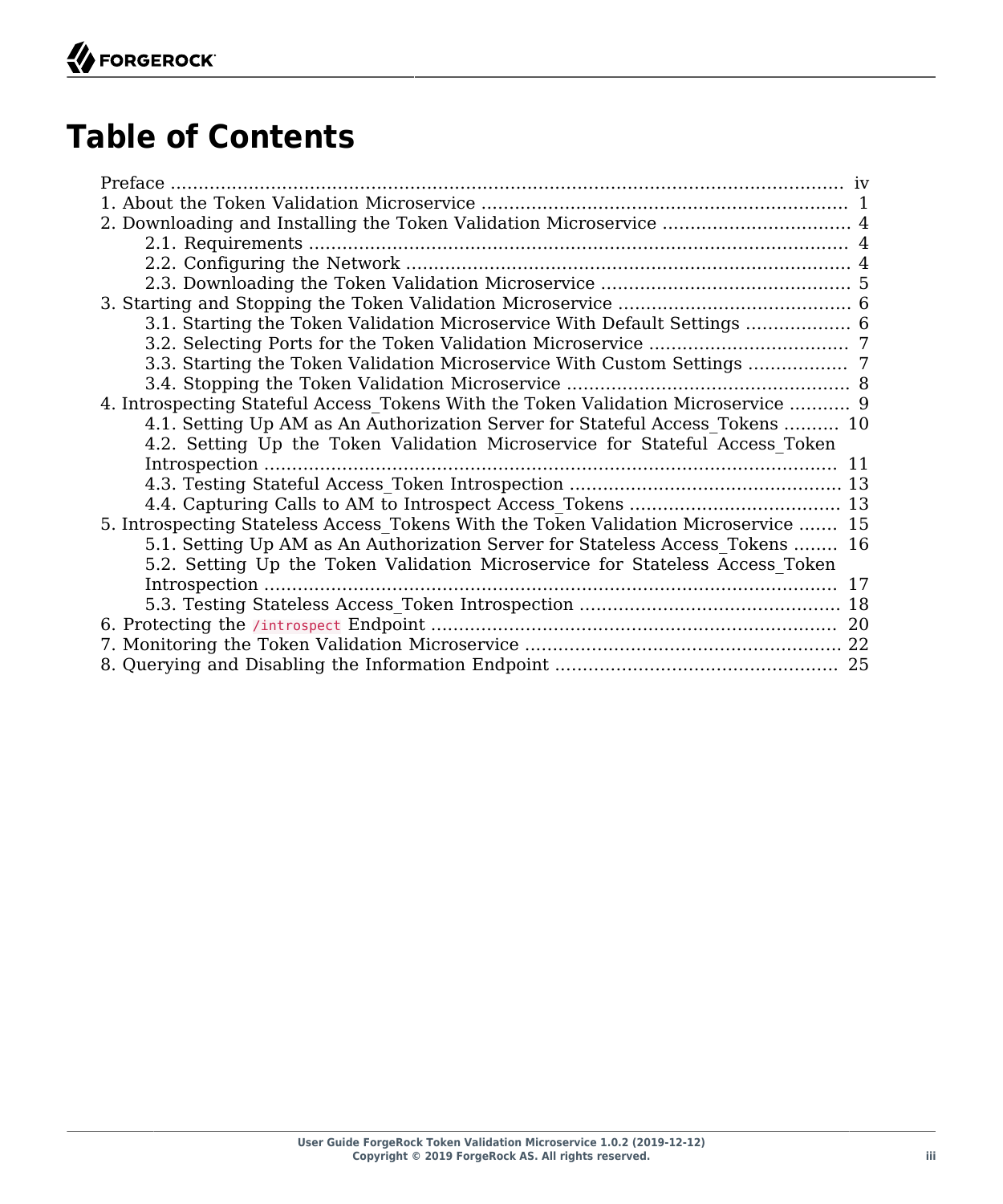# Table of Contents

- Preface ... iv
- 1. About the Token Validation Microservice ... 1
- 2. Downloading and Installing the Token Validation Microservice ... 4
  - 2.1. Requirements ... 4
  - 2.2. Configuring the Network ... 4
  - 2.3. Downloading the Token Validation Microservice ... 5
- 3. Starting and Stopping the Token Validation Microservice ... 6
  - 3.1. Starting the Token Validation Microservice With Default Settings ... 6
  - 3.2. Selecting Ports for the Token Validation Microservice ... 7
  - 3.3. Starting the Token Validation Microservice With Custom Settings ... 7
  - 3.4. Stopping the Token Validation Microservice ... 8
- 4. Introspecting Stateful Access_Tokens With the Token Validation Microservice ... 9
  - 4.1. Setting Up AM as An Authorization Server for Stateful Access_Tokens ... 10
  - 4.2. Setting Up the Token Validation Microservice for Stateful Access_Token Introspection ... 11
  - 4.3. Testing Stateful Access_Token Introspection ... 13
  - 4.4. Capturing Calls to AM to Introspect Access_Tokens ... 13
- 5. Introspecting Stateless Access_Tokens With the Token Validation Microservice ... 15
  - 5.1. Setting Up AM as An Authorization Server for Stateless Access_Tokens ... 16
  - 5.2. Setting Up the Token Validation Microservice for Stateless Access_Token Introspection ... 17
  - 5.3. Testing Stateless Access_Token Introspection ... 18
- 6. Protecting the `/introspect` Endpoint ... 20
- 7. Monitoring the Token Validation Microservice ... 22
- 8. Querying and Disabling the Information Endpoint ... 25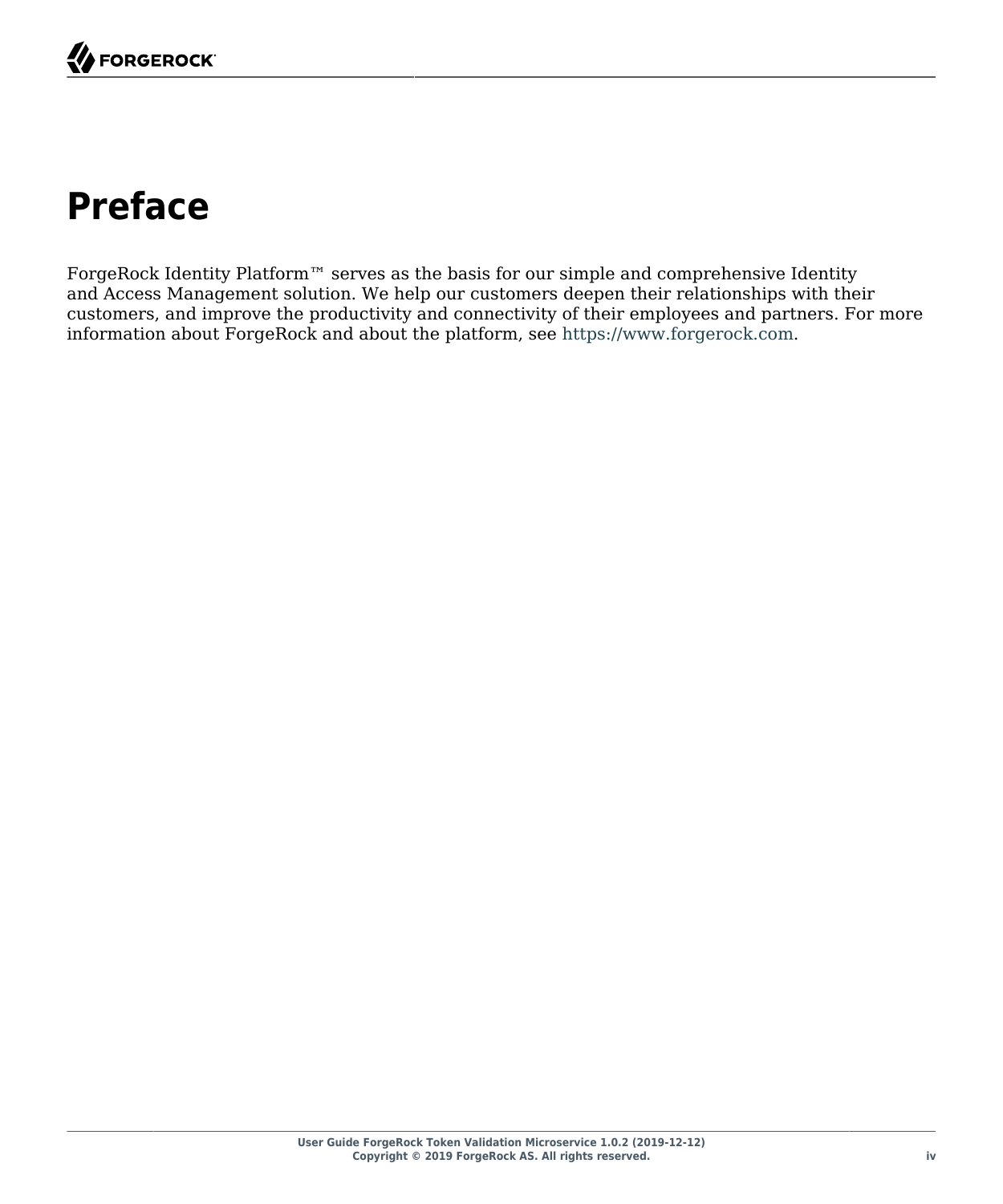# Preface

ForgeRock Identity Platform™ serves as the basis for our simple and comprehensive Identity and Access Management solution. We help our customers deepen their relationships with their customers, and improve the productivity and connectivity of their employees and partners. For more information about ForgeRock and about the platform, see https://www.forgerock.com.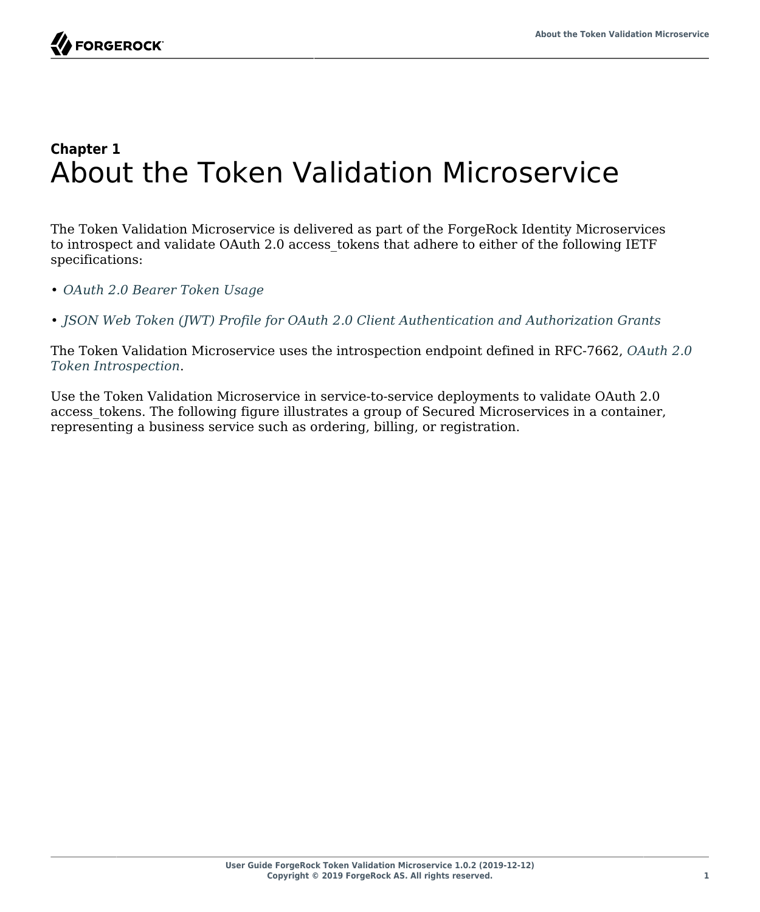**Chapter 1**

# About the Token Validation Microservice

The Token Validation Microservice is delivered as part of the ForgeRock Identity Microservices to introspect and validate OAuth 2.0 access_tokens that adhere to either of the following IETF specifications:

- *OAuth 2.0 Bearer Token Usage*
- *JSON Web Token (JWT) Profile for OAuth 2.0 Client Authentication and Authorization Grants*

The Token Validation Microservice uses the introspection endpoint defined in RFC-7662, *OAuth 2.0 Token Introspection*.

Use the Token Validation Microservice in service-to-service deployments to validate OAuth 2.0 access_tokens. The following figure illustrates a group of Secured Microservices in a container, representing a business service such as ordering, billing, or registration.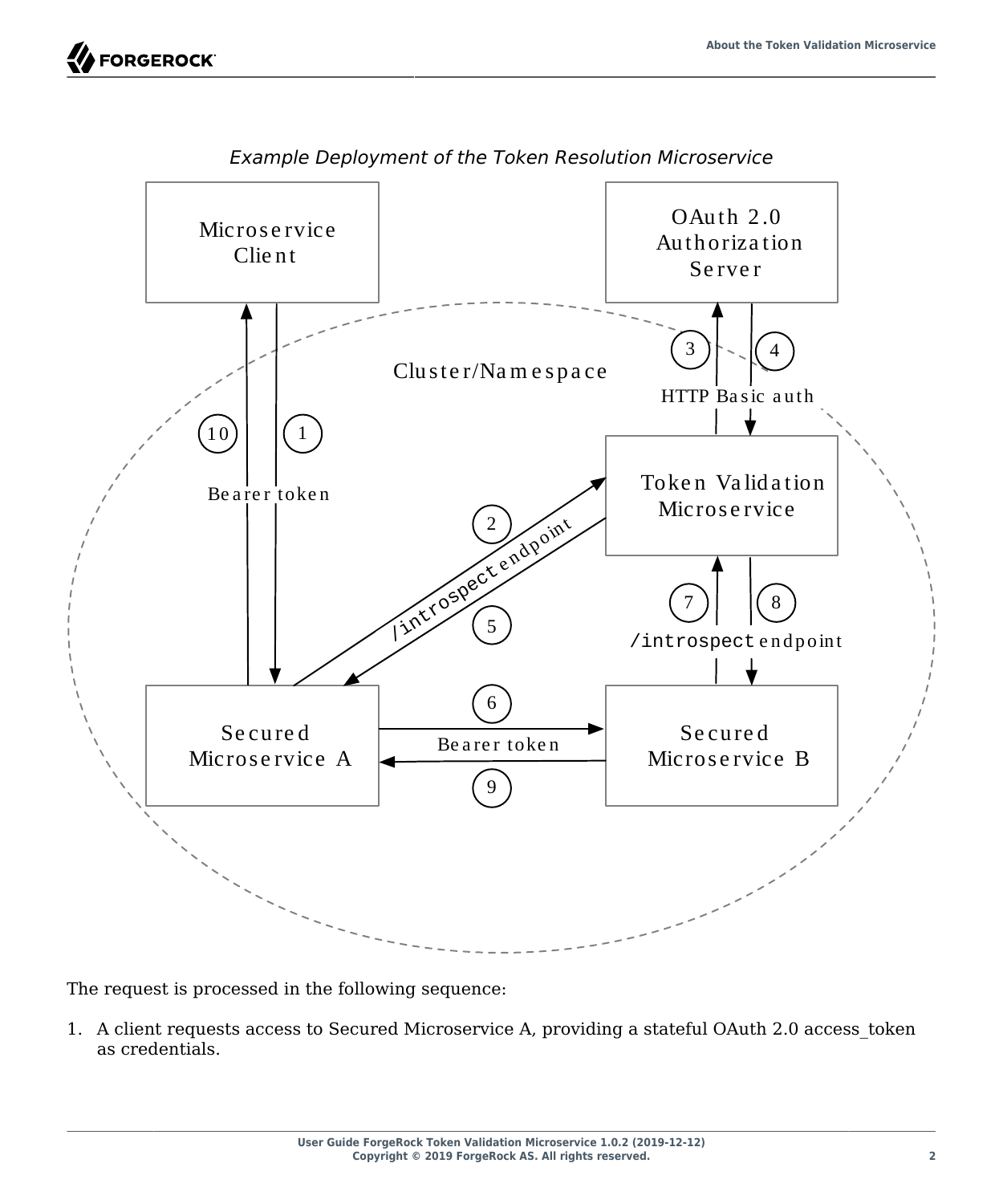*Example Deployment of the Token Resolution Microservice*

The request is processed in the following sequence:

1. A client requests access to Secured Microservice A, providing a stateful OAuth 2.0 access_token as credentials.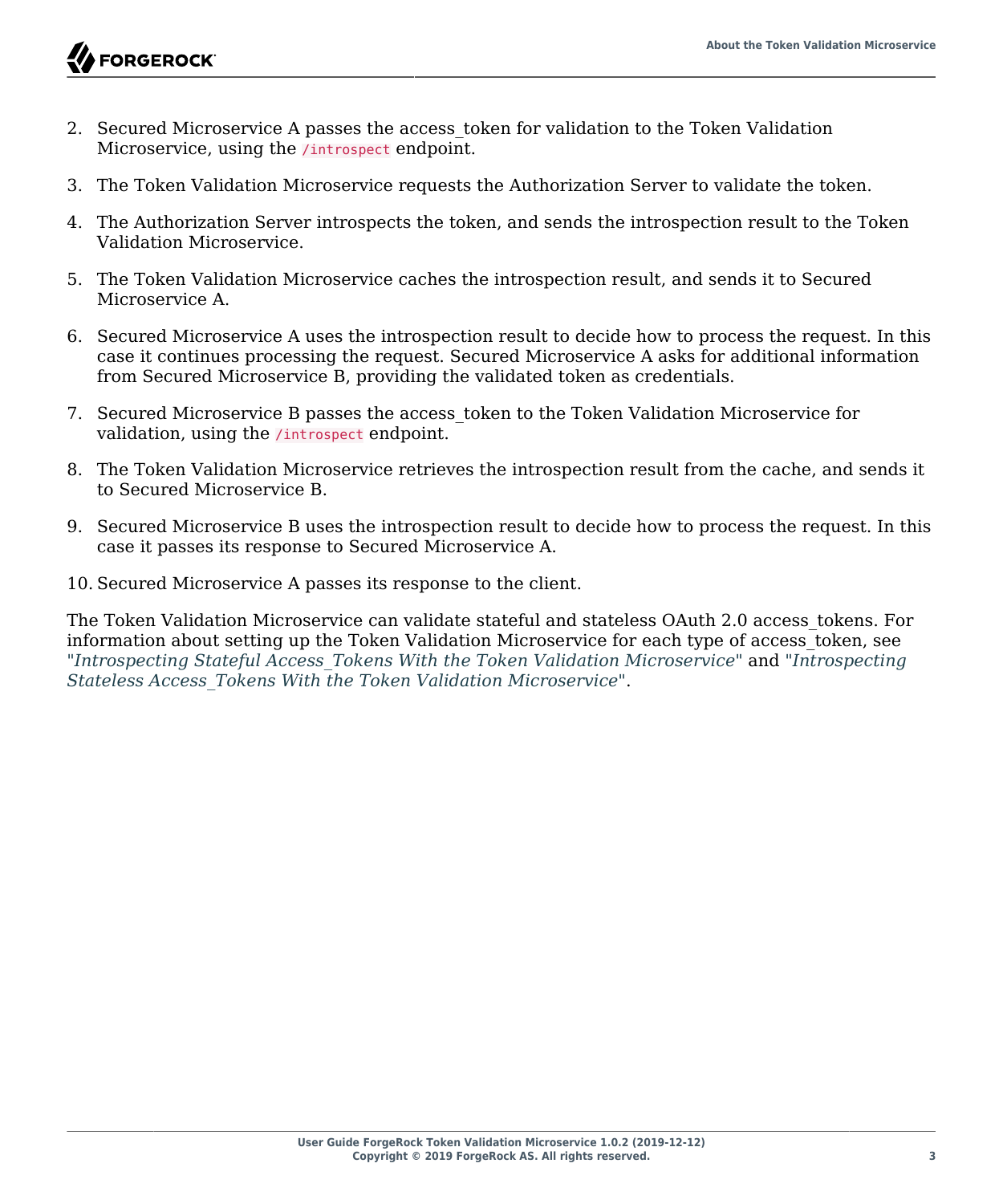2. Secured Microservice A passes the access_token for validation to the Token Validation Microservice, using the `/introspect` endpoint.

3. The Token Validation Microservice requests the Authorization Server to validate the token.

4. The Authorization Server introspects the token, and sends the introspection result to the Token Validation Microservice.

5. The Token Validation Microservice caches the introspection result, and sends it to Secured Microservice A.

6. Secured Microservice A uses the introspection result to decide how to process the request. In this case it continues processing the request. Secured Microservice A asks for additional information from Secured Microservice B, providing the validated token as credentials.

7. Secured Microservice B passes the access_token to the Token Validation Microservice for validation, using the `/introspect` endpoint.

8. The Token Validation Microservice retrieves the introspection result from the cache, and sends it to Secured Microservice B.

9. Secured Microservice B uses the introspection result to decide how to process the request. In this case it passes its response to Secured Microservice A.

10. Secured Microservice A passes its response to the client.

The Token Validation Microservice can validate stateful and stateless OAuth 2.0 access_tokens. For information about setting up the Token Validation Microservice for each type of access_token, see "*Introspecting Stateful Access_Tokens With the Token Validation Microservice*" and "*Introspecting Stateless Access_Tokens With the Token Validation Microservice*".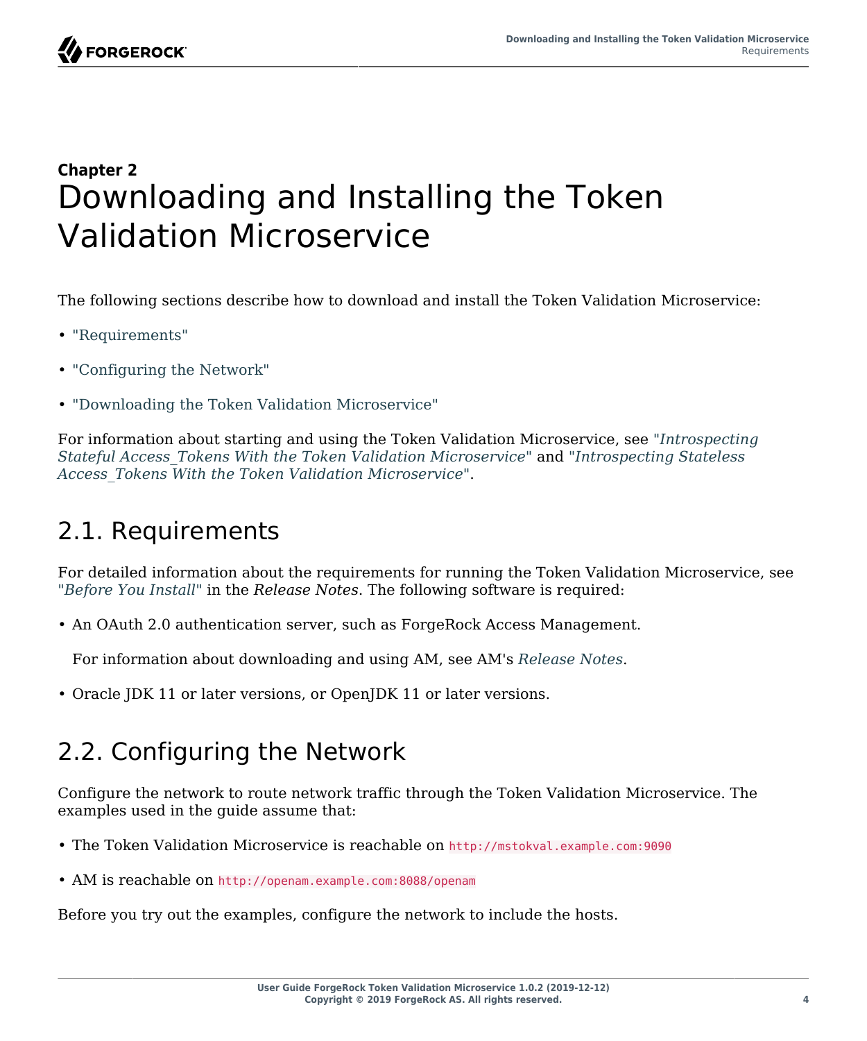**Chapter 2**

# Downloading and Installing the Token Validation Microservice

The following sections describe how to download and install the Token Validation Microservice:

- "Requirements"
- "Configuring the Network"
- "Downloading the Token Validation Microservice"

For information about starting and using the Token Validation Microservice, see "*Introspecting Stateful Access_Tokens With the Token Validation Microservice*" and "*Introspecting Stateless Access_Tokens With the Token Validation Microservice*".

## 2.1. Requirements

For detailed information about the requirements for running the Token Validation Microservice, see "*Before You Install*" in the *Release Notes*. The following software is required:

- An OAuth 2.0 authentication server, such as ForgeRock Access Management.

  For information about downloading and using AM, see AM's *Release Notes*.

- Oracle JDK 11 or later versions, or OpenJDK 11 or later versions.

## 2.2. Configuring the Network

Configure the network to route network traffic through the Token Validation Microservice. The examples used in the guide assume that:

- The Token Validation Microservice is reachable on `http://mstokval.example.com:9090`
- AM is reachable on `http://openam.example.com:8088/openam`

Before you try out the examples, configure the network to include the hosts.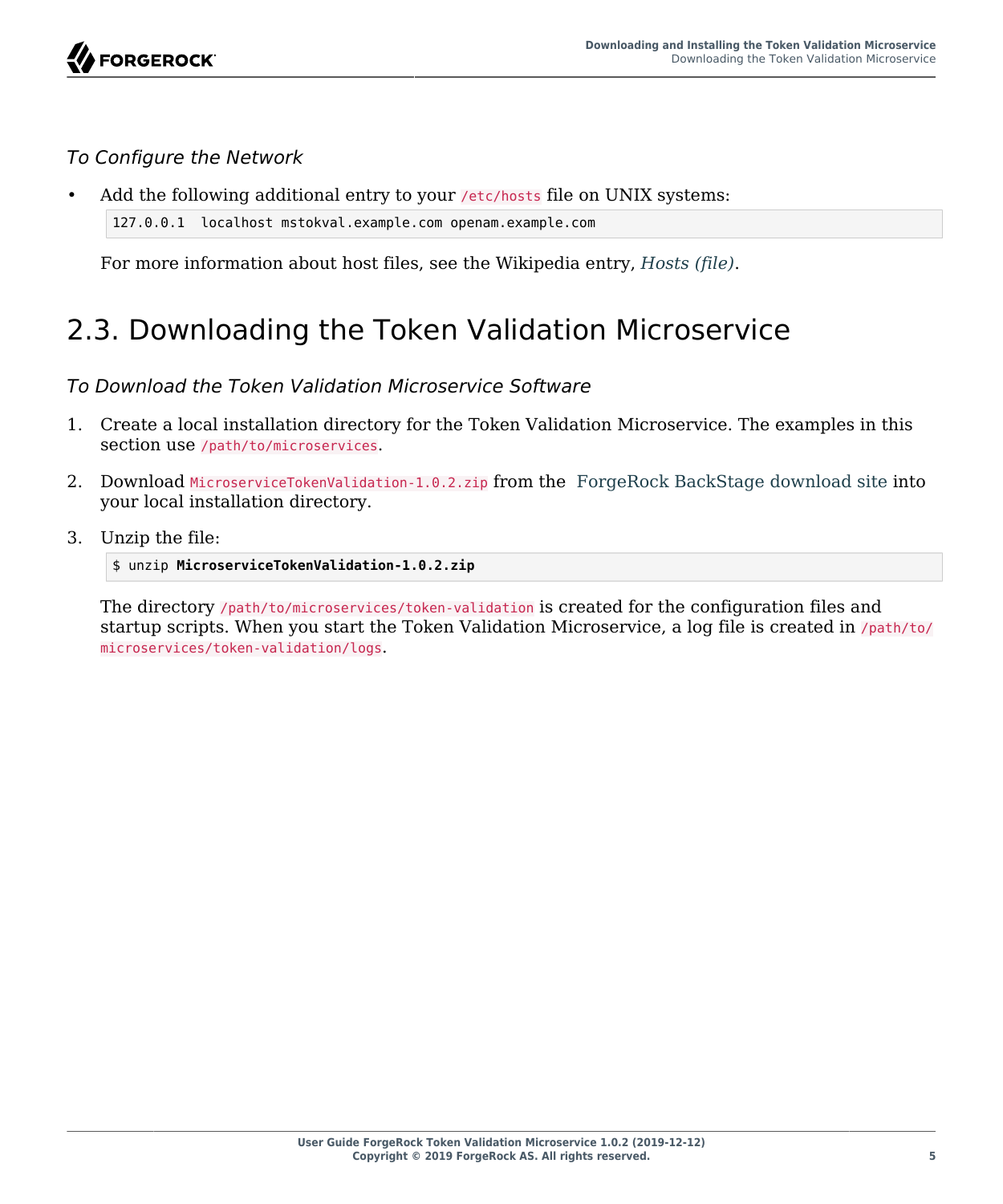*To Configure the Network*

- Add the following additional entry to your `/etc/hosts` file on UNIX systems:

```
127.0.0.1  localhost mstokval.example.com openam.example.com
```

For more information about host files, see the Wikipedia entry, *Hosts (file)*.

## 2.3. Downloading the Token Validation Microservice

*To Download the Token Validation Microservice Software*

1. Create a local installation directory for the Token Validation Microservice. The examples in this section use `/path/to/microservices`.

2. Download `MicroserviceTokenValidation-1.0.2.zip` from the ForgeRock BackStage download site into your local installation directory.

3. Unzip the file:

```
$ unzip MicroserviceTokenValidation-1.0.2.zip
```

The directory `/path/to/microservices/token-validation` is created for the configuration files and startup scripts. When you start the Token Validation Microservice, a log file is created in `/path/to/microservices/token-validation/logs`.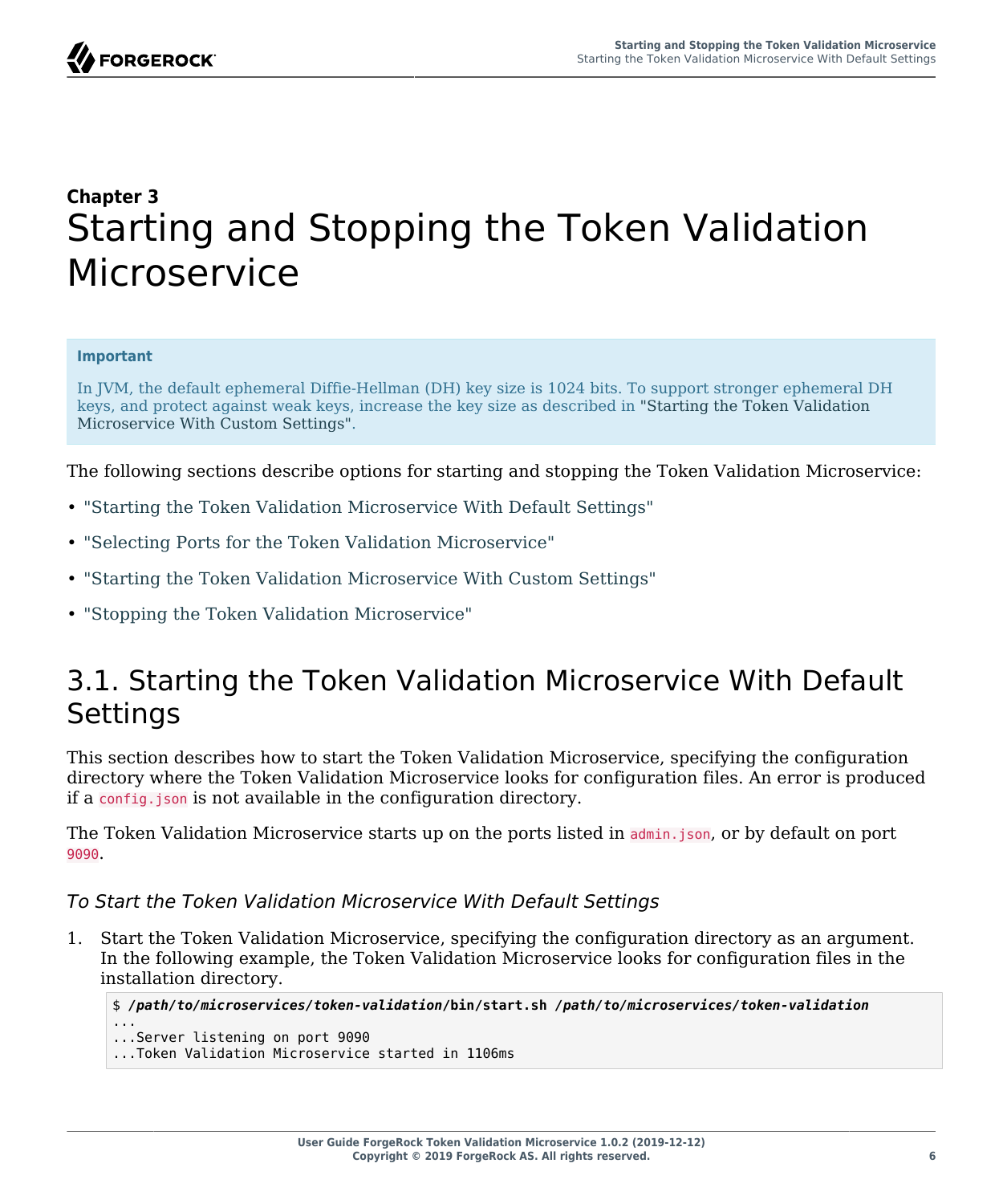**Chapter 3**

# Starting and Stopping the Token Validation Microservice

> **Important**
>
> In JVM, the default ephemeral Diffie-Hellman (DH) key size is 1024 bits. To support stronger ephemeral DH keys, and protect against weak keys, increase the key size as described in "Starting the Token Validation Microservice With Custom Settings".

The following sections describe options for starting and stopping the Token Validation Microservice:

- "Starting the Token Validation Microservice With Default Settings"
- "Selecting Ports for the Token Validation Microservice"
- "Starting the Token Validation Microservice With Custom Settings"
- "Stopping the Token Validation Microservice"

## 3.1. Starting the Token Validation Microservice With Default Settings

This section describes how to start the Token Validation Microservice, specifying the configuration directory where the Token Validation Microservice looks for configuration files. An error is produced if a `config.json` is not available in the configuration directory.

The Token Validation Microservice starts up on the ports listed in `admin.json`, or by default on port `9090`.

### *To Start the Token Validation Microservice With Default Settings*

1. Start the Token Validation Microservice, specifying the configuration directory as an argument. In the following example, the Token Validation Microservice looks for configuration files in the installation directory.

```
$ /path/to/microservices/token-validation/bin/start.sh /path/to/microservices/token-validation
...
...Server listening on port 9090
...Token Validation Microservice started in 1106ms
```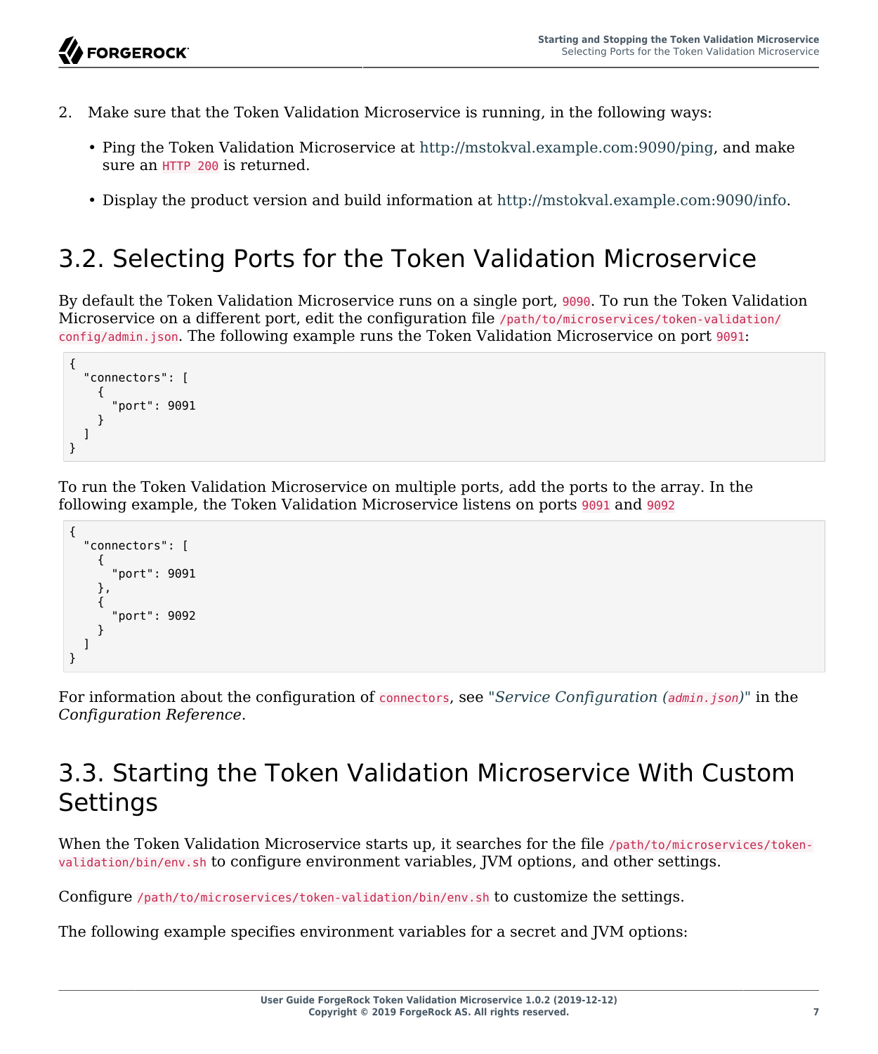2. Make sure that the Token Validation Microservice is running, in the following ways:

   - Ping the Token Validation Microservice at http://mstokval.example.com:9090/ping, and make sure an `HTTP 200` is returned.
   - Display the product version and build information at http://mstokval.example.com:9090/info.

## 3.2. Selecting Ports for the Token Validation Microservice

By default the Token Validation Microservice runs on a single port, `9090`. To run the Token Validation Microservice on a different port, edit the configuration file `/path/to/microservices/token-validation/config/admin.json`. The following example runs the Token Validation Microservice on port `9091`:

```
{
  "connectors": [
    {
      "port": 9091
    }
  ]
}
```

To run the Token Validation Microservice on multiple ports, add the ports to the array. In the following example, the Token Validation Microservice listens on ports `9091` and `9092`

```
{
  "connectors": [
    {
      "port": 9091
    },
    {
      "port": 9092
    }
  ]
}
```

For information about the configuration of `connectors`, see "*Service Configuration (`admin.json`)*" in the *Configuration Reference*.

## 3.3. Starting the Token Validation Microservice With Custom Settings

When the Token Validation Microservice starts up, it searches for the file `/path/to/microservices/token-validation/bin/env.sh` to configure environment variables, JVM options, and other settings.

Configure `/path/to/microservices/token-validation/bin/env.sh` to customize the settings.

The following example specifies environment variables for a secret and JVM options: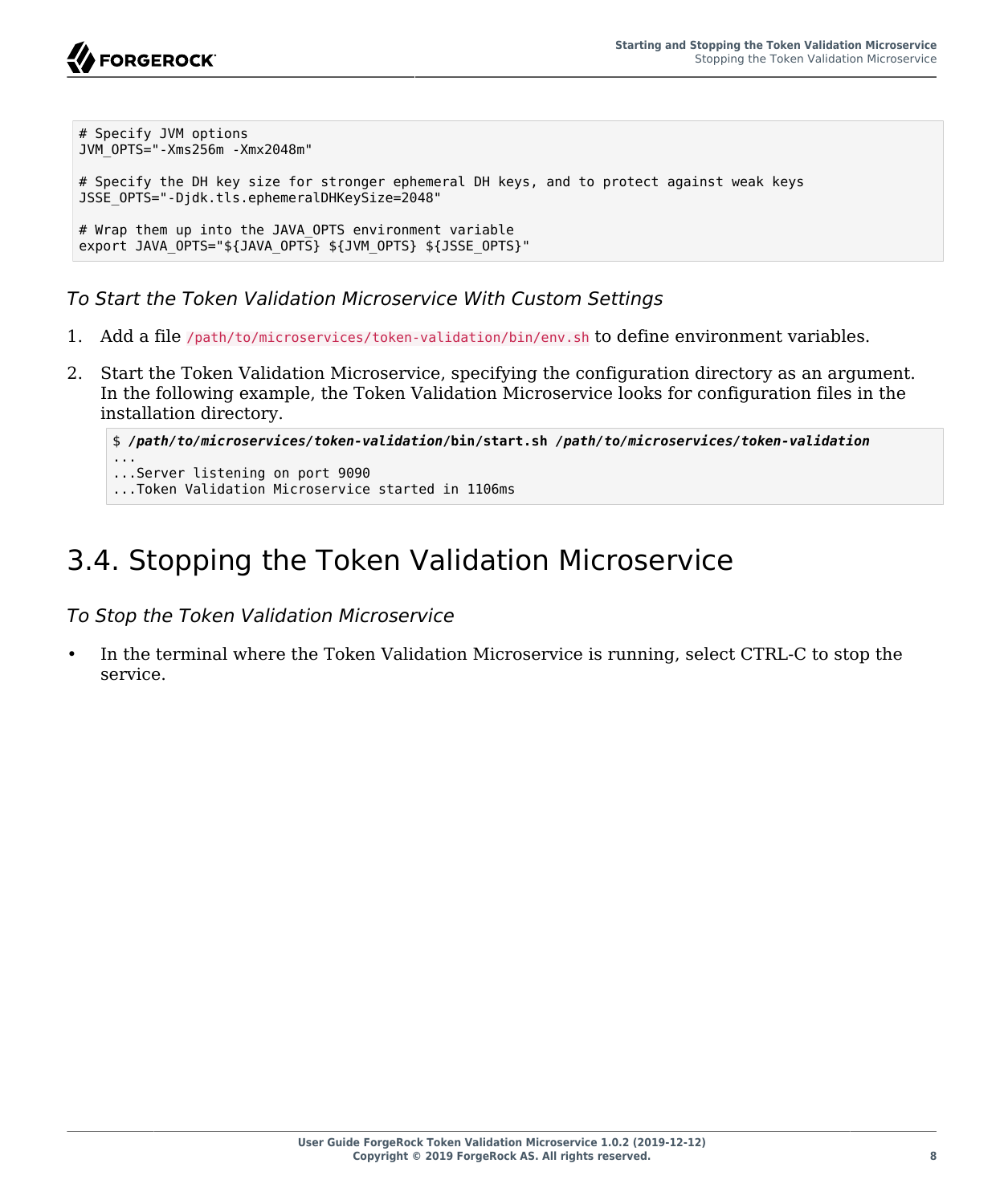```
# Specify JVM options
JVM_OPTS="-Xms256m -Xmx2048m"

# Specify the DH key size for stronger ephemeral DH keys, and to protect against weak keys
JSSE_OPTS="-Djdk.tls.ephemeralDHKeySize=2048"

# Wrap them up into the JAVA_OPTS environment variable
export JAVA_OPTS="${JAVA_OPTS} ${JVM_OPTS} ${JSSE_OPTS}"
```

*To Start the Token Validation Microservice With Custom Settings*

1. Add a file `/path/to/microservices/token-validation/bin/env.sh` to define environment variables.

2. Start the Token Validation Microservice, specifying the configuration directory as an argument. In the following example, the Token Validation Microservice looks for configuration files in the installation directory.

```
$ /path/to/microservices/token-validation/bin/start.sh /path/to/microservices/token-validation
...
...Server listening on port 9090
...Token Validation Microservice started in 1106ms
```

## 3.4. Stopping the Token Validation Microservice

*To Stop the Token Validation Microservice*

- In the terminal where the Token Validation Microservice is running, select CTRL-C to stop the service.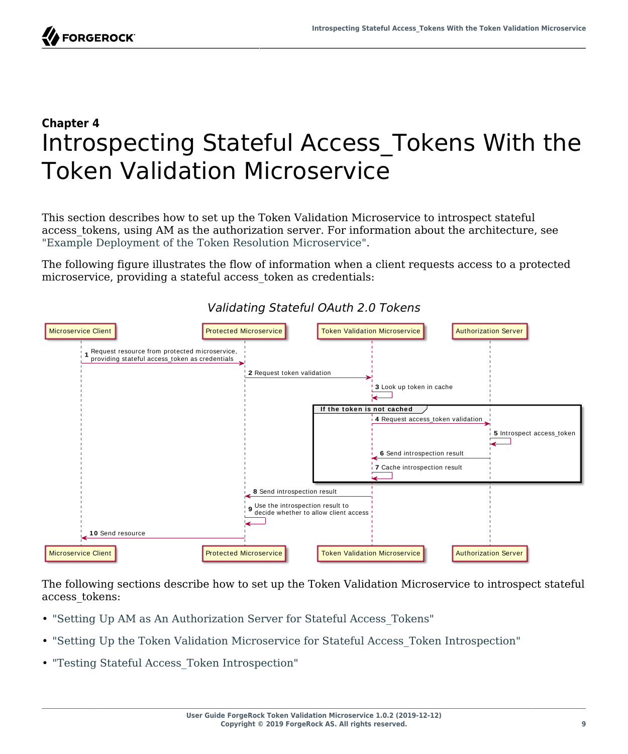# Chapter 4
# Introspecting Stateful Access_Tokens With the Token Validation Microservice

This section describes how to set up the Token Validation Microservice to introspect stateful access_tokens, using AM as the authorization server. For information about the architecture, see "Example Deployment of the Token Resolution Microservice".

The following figure illustrates the flow of information when a client requests access to a protected microservice, providing a stateful access_token as credentials:

*Validating Stateful OAuth 2.0 Tokens*

Participants: Microservice Client, Protected Microservice, Token Validation Microservice, Authorization Server

1. Request resource from protected microservice, providing stateful access_token as credentials
2. Request token validation
3. Look up token in cache

**If the token is not cached**

4. Request access_token validation
5. Introspect access_token
6. Send introspection result
7. Cache introspection result

8. Send introspection result
9. Use the introspection result to decide whether to allow client access
10. Send resource

The following sections describe how to set up the Token Validation Microservice to introspect stateful access_tokens:

- "Setting Up AM as An Authorization Server for Stateful Access_Tokens"
- "Setting Up the Token Validation Microservice for Stateful Access_Token Introspection"
- "Testing Stateful Access_Token Introspection"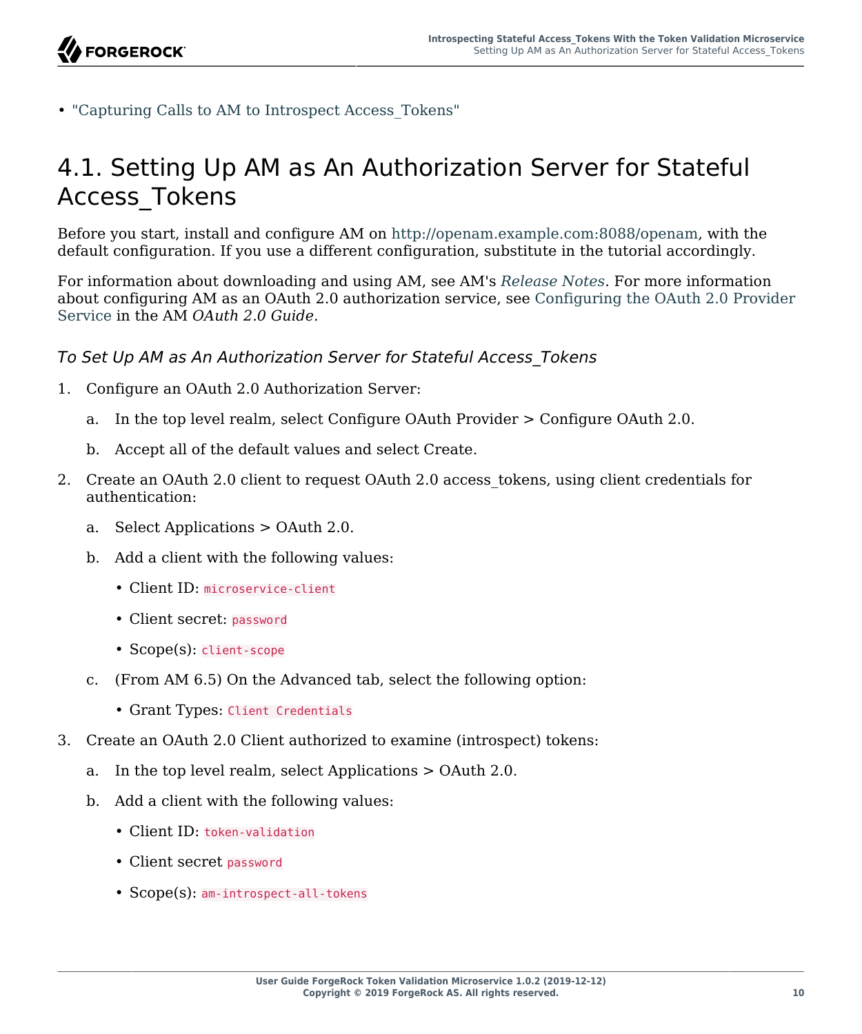- "Capturing Calls to AM to Introspect Access_Tokens"

## 4.1. Setting Up AM as An Authorization Server for Stateful Access_Tokens

Before you start, install and configure AM on http://openam.example.com:8088/openam, with the default configuration. If you use a different configuration, substitute in the tutorial accordingly.

For information about downloading and using AM, see AM's *Release Notes*. For more information about configuring AM as an OAuth 2.0 authorization service, see Configuring the OAuth 2.0 Provider Service in the AM *OAuth 2.0 Guide*.

### *To Set Up AM as An Authorization Server for Stateful Access_Tokens*

1. Configure an OAuth 2.0 Authorization Server:
   a. In the top level realm, select Configure OAuth Provider > Configure OAuth 2.0.
   b. Accept all of the default values and select Create.
2. Create an OAuth 2.0 client to request OAuth 2.0 access_tokens, using client credentials for authentication:
   a. Select Applications > OAuth 2.0.
   b. Add a client with the following values:
      - Client ID: `microservice-client`
      - Client secret: `password`
      - Scope(s): `client-scope`
   c. (From AM 6.5) On the Advanced tab, select the following option:
      - Grant Types: `Client Credentials`
3. Create an OAuth 2.0 Client authorized to examine (introspect) tokens:
   a. In the top level realm, select Applications > OAuth 2.0.
   b. Add a client with the following values:
      - Client ID: `token-validation`
      - Client secret `password`
      - Scope(s): `am-introspect-all-tokens`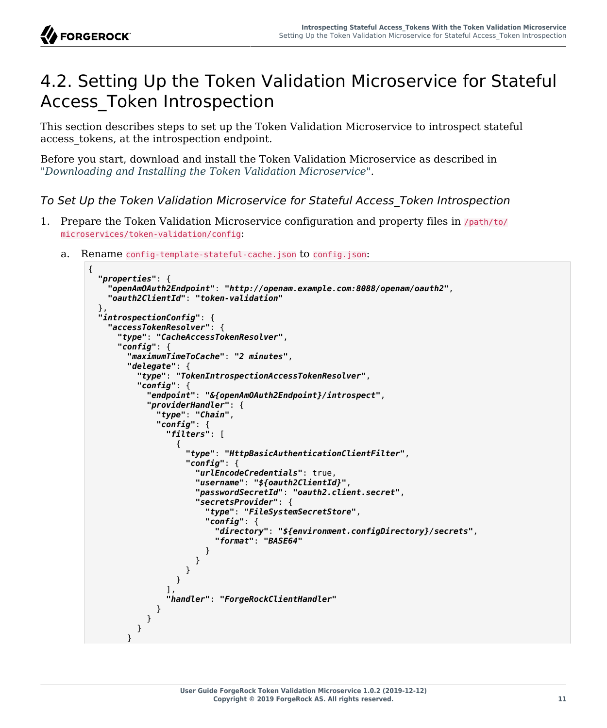# 4.2. Setting Up the Token Validation Microservice for Stateful Access_Token Introspection

This section describes steps to set up the Token Validation Microservice to introspect stateful access_tokens, at the introspection endpoint.

Before you start, download and install the Token Validation Microservice as described in *"Downloading and Installing the Token Validation Microservice"*.

### *To Set Up the Token Validation Microservice for Stateful Access_Token Introspection*

1. Prepare the Token Validation Microservice configuration and property files in `/path/to/microservices/token-validation/config`:

   a. Rename `config-template-stateful-cache.json` to `config.json`:

```
{
  "properties": {
    "openAmOAuth2Endpoint": "http://openam.example.com:8088/openam/oauth2",
    "oauth2ClientId": "token-validation"
  },
  "introspectionConfig": {
    "accessTokenResolver": {
      "type": "CacheAccessTokenResolver",
      "config": {
        "maximumTimeToCache": "2 minutes",
        "delegate": {
          "type": "TokenIntrospectionAccessTokenResolver",
          "config": {
            "endpoint": "&{openAmOAuth2Endpoint}/introspect",
            "providerHandler": {
              "type": "Chain",
              "config": {
                "filters": [
                  {
                    "type": "HttpBasicAuthenticationClientFilter",
                    "config": {
                      "urlEncodeCredentials": true,
                      "username": "${oauth2ClientId}",
                      "passwordSecretId": "oauth2.client.secret",
                      "secretsProvider": {
                        "type": "FileSystemSecretStore",
                        "config": {
                          "directory": "${environment.configDirectory}/secrets",
                          "format": "BASE64"
                        }
                      }
                    }
                  }
                ],
                "handler": "ForgeRockClientHandler"
              }
            }
          }
        }
```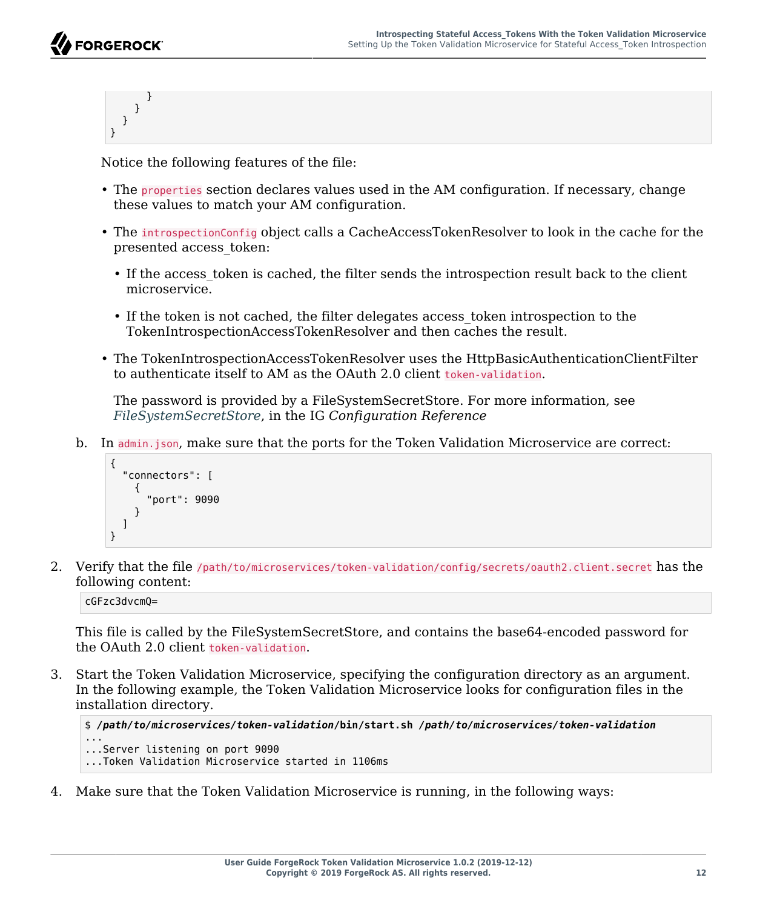```
      }
    }
  }
}
```

Notice the following features of the file:

- The `properties` section declares values used in the AM configuration. If necessary, change these values to match your AM configuration.
- The `introspectionConfig` object calls a CacheAccessTokenResolver to look in the cache for the presented access_token:
  - If the access_token is cached, the filter sends the introspection result back to the client microservice.
  - If the token is not cached, the filter delegates access_token introspection to the TokenIntrospectionAccessTokenResolver and then caches the result.
- The TokenIntrospectionAccessTokenResolver uses the HttpBasicAuthenticationClientFilter to authenticate itself to AM as the OAuth 2.0 client `token-validation`.

  The password is provided by a FileSystemSecretStore. For more information, see *FileSystemSecretStore*, in the IG *Configuration Reference*

b. In `admin.json`, make sure that the ports for the Token Validation Microservice are correct:

```
{
  "connectors": [
    {
      "port": 9090
    }
  ]
}
```

2. Verify that the file `/path/to/microservices/token-validation/config/secrets/oauth2.client.secret` has the following content:

```
cGFzc3dvcmQ=
```

This file is called by the FileSystemSecretStore, and contains the base64-encoded password for the OAuth 2.0 client `token-validation`.

3. Start the Token Validation Microservice, specifying the configuration directory as an argument. In the following example, the Token Validation Microservice looks for configuration files in the installation directory.

```
$ /path/to/microservices/token-validation/bin/start.sh /path/to/microservices/token-validation
...
...Server listening on port 9090
...Token Validation Microservice started in 1106ms
```

4. Make sure that the Token Validation Microservice is running, in the following ways: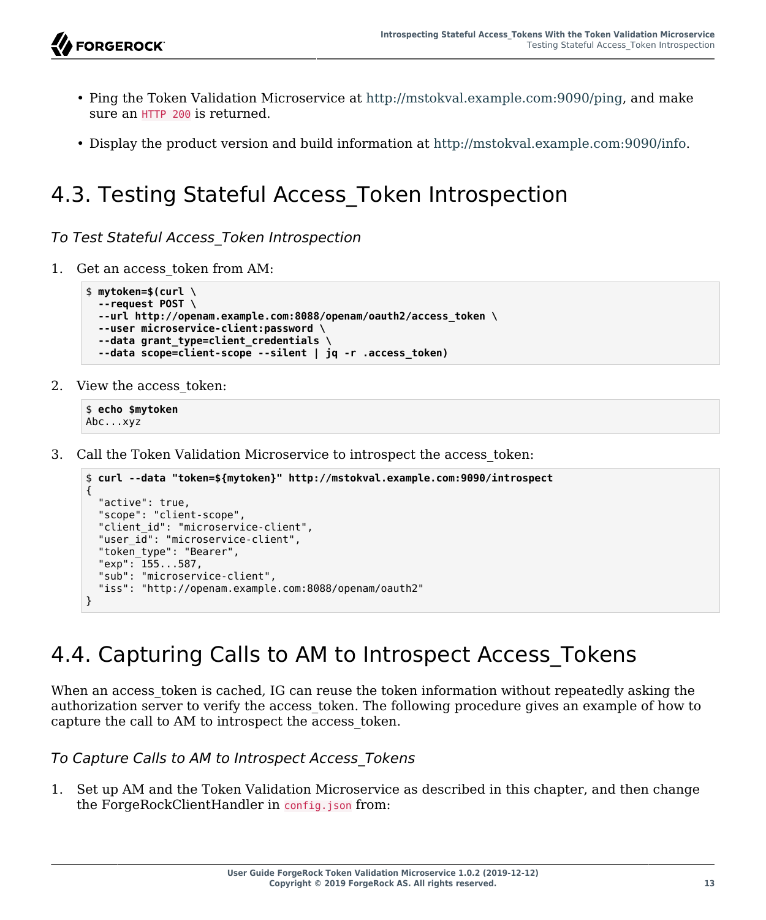- Ping the Token Validation Microservice at http://mstokval.example.com:9090/ping, and make sure an `HTTP 200` is returned.
- Display the product version and build information at http://mstokval.example.com:9090/info.

## 4.3. Testing Stateful Access_Token Introspection

*To Test Stateful Access_Token Introspection*

1. Get an access_token from AM:

```
$ mytoken=$(curl \
  --request POST \
  --url http://openam.example.com:8088/openam/oauth2/access_token \
  --user microservice-client:password \
  --data grant_type=client_credentials \
  --data scope=client-scope --silent | jq -r .access_token)
```

2. View the access_token:

```
$ echo $mytoken
Abc...xyz
```

3. Call the Token Validation Microservice to introspect the access_token:

```
$ curl --data "token=${mytoken}" http://mstokval.example.com:9090/introspect
{
  "active": true,
  "scope": "client-scope",
  "client_id": "microservice-client",
  "user_id": "microservice-client",
  "token_type": "Bearer",
  "exp": 155...587,
  "sub": "microservice-client",
  "iss": "http://openam.example.com:8088/openam/oauth2"
}
```

## 4.4. Capturing Calls to AM to Introspect Access_Tokens

When an access_token is cached, IG can reuse the token information without repeatedly asking the authorization server to verify the access_token. The following procedure gives an example of how to capture the call to AM to introspect the access_token.

*To Capture Calls to AM to Introspect Access_Tokens*

1. Set up AM and the Token Validation Microservice as described in this chapter, and then change the ForgeRockClientHandler in `config.json` from: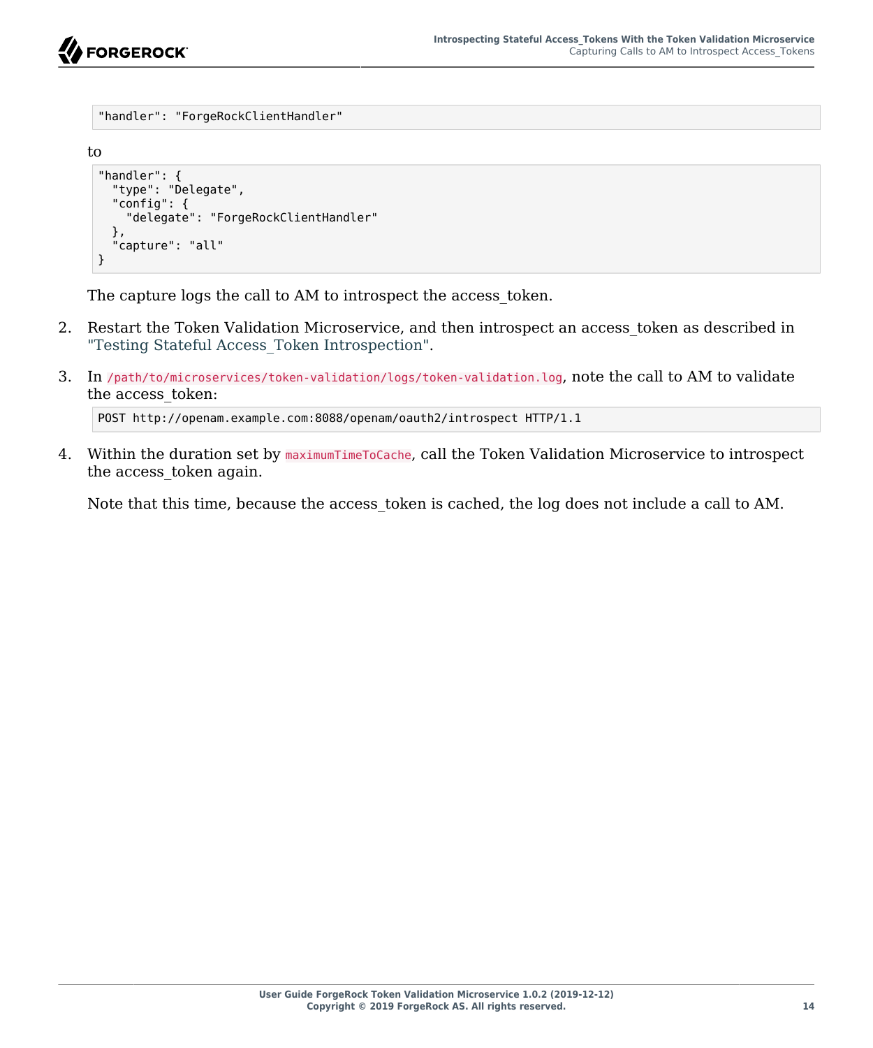```
"handler": "ForgeRockClientHandler"
```

to

```
"handler": {
  "type": "Delegate",
  "config": {
    "delegate": "ForgeRockClientHandler"
  },
  "capture": "all"
}
```

The capture logs the call to AM to introspect the access_token.

2. Restart the Token Validation Microservice, and then introspect an access_token as described in "Testing Stateful Access_Token Introspection".

3. In `/path/to/microservices/token-validation/logs/token-validation.log`, note the call to AM to validate the access_token:

```
POST http://openam.example.com:8088/openam/oauth2/introspect HTTP/1.1
```

4. Within the duration set by `maximumTimeToCache`, call the Token Validation Microservice to introspect the access_token again.

   Note that this time, because the access_token is cached, the log does not include a call to AM.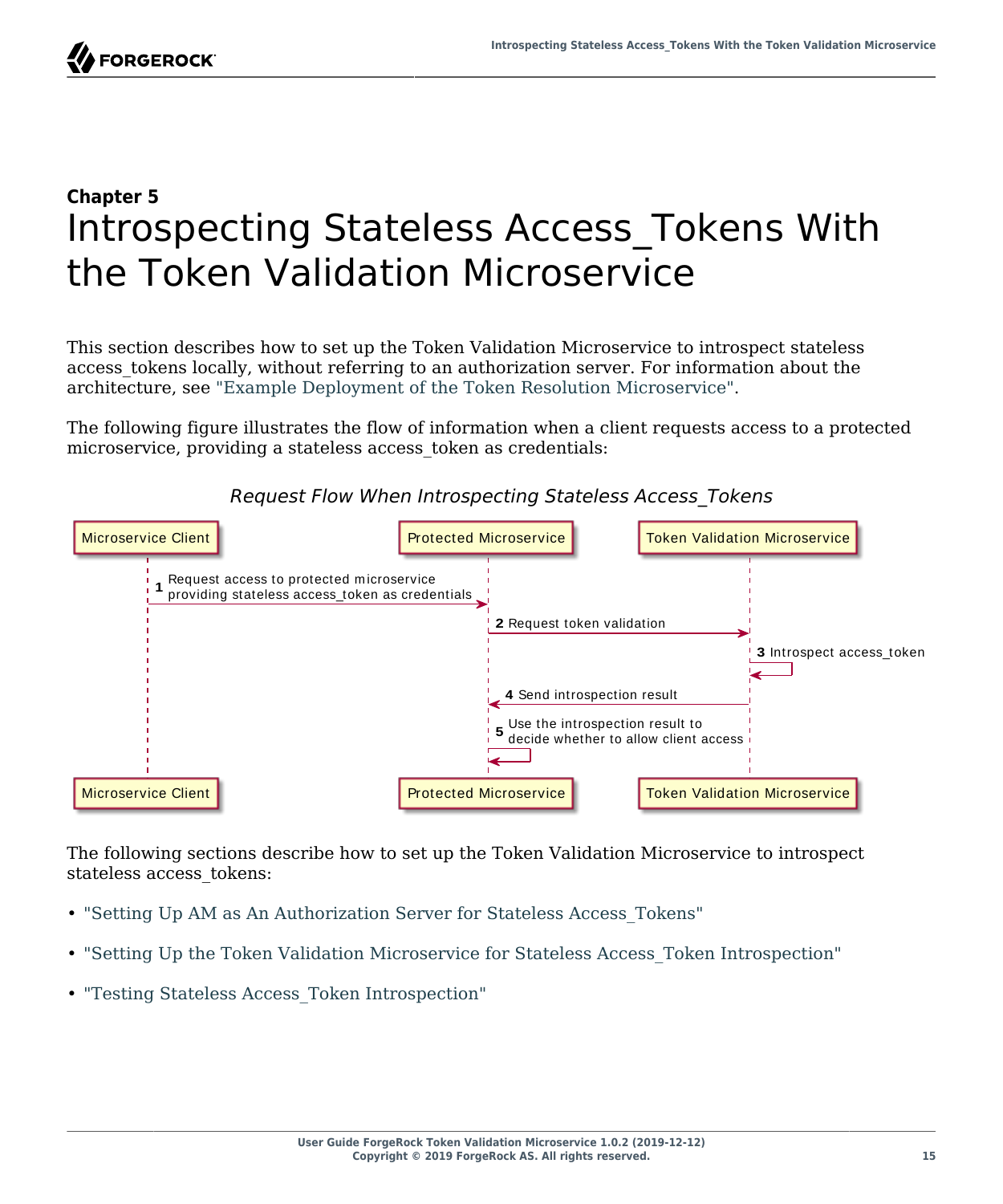## Chapter 5

# Introspecting Stateless Access_Tokens With the Token Validation Microservice

This section describes how to set up the Token Validation Microservice to introspect stateless access_tokens locally, without referring to an authorization server. For information about the architecture, see "Example Deployment of the Token Resolution Microservice".

The following figure illustrates the flow of information when a client requests access to a protected microservice, providing a stateless access_token as credentials:

*Request Flow When Introspecting Stateless Access_Tokens*

The following sections describe how to set up the Token Validation Microservice to introspect stateless access_tokens:

- "Setting Up AM as An Authorization Server for Stateless Access_Tokens"
- "Setting Up the Token Validation Microservice for Stateless Access_Token Introspection"
- "Testing Stateless Access_Token Introspection"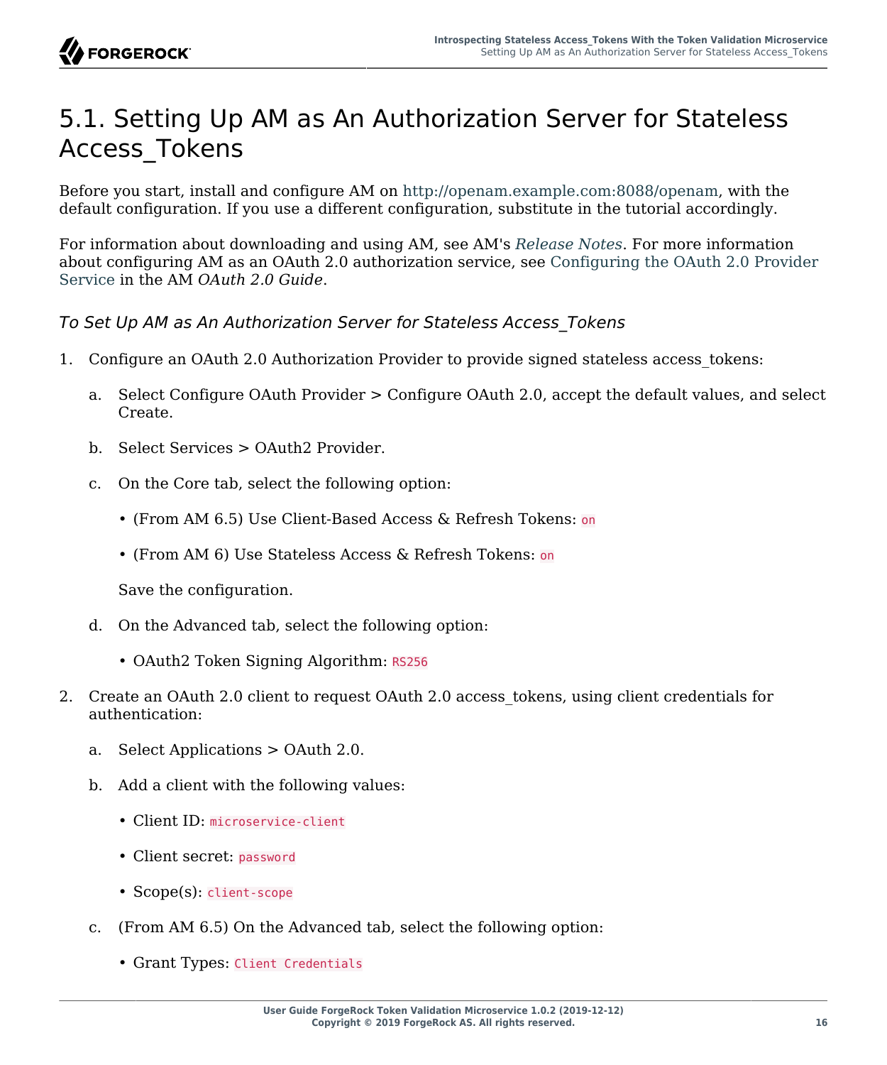## 5.1. Setting Up AM as An Authorization Server for Stateless Access_Tokens

Before you start, install and configure AM on http://openam.example.com:8088/openam, with the default configuration. If you use a different configuration, substitute in the tutorial accordingly.

For information about downloading and using AM, see AM's *Release Notes*. For more information about configuring AM as an OAuth 2.0 authorization service, see Configuring the OAuth 2.0 Provider Service in the AM *OAuth 2.0 Guide*.

### *To Set Up AM as An Authorization Server for Stateless Access_Tokens*

1. Configure an OAuth 2.0 Authorization Provider to provide signed stateless access_tokens:

   a. Select Configure OAuth Provider > Configure OAuth 2.0, accept the default values, and select Create.

   b. Select Services > OAuth2 Provider.

   c. On the Core tab, select the following option:

      - (From AM 6.5) Use Client-Based Access & Refresh Tokens: `on`
      - (From AM 6) Use Stateless Access & Refresh Tokens: `on`

      Save the configuration.

   d. On the Advanced tab, select the following option:

      - OAuth2 Token Signing Algorithm: `RS256`

2. Create an OAuth 2.0 client to request OAuth 2.0 access_tokens, using client credentials for authentication:

   a. Select Applications > OAuth 2.0.

   b. Add a client with the following values:

      - Client ID: `microservice-client`
      - Client secret: `password`
      - Scope(s): `client-scope`

   c. (From AM 6.5) On the Advanced tab, select the following option:

      - Grant Types: `Client Credentials`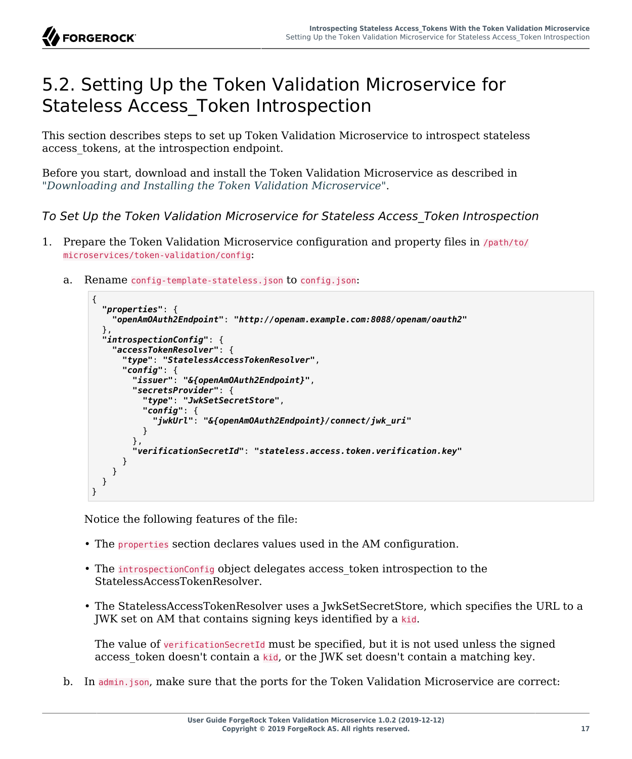# 5.2. Setting Up the Token Validation Microservice for Stateless Access_Token Introspection

This section describes steps to set up Token Validation Microservice to introspect stateless access_tokens, at the introspection endpoint.

Before you start, download and install the Token Validation Microservice as described in "*Downloading and Installing the Token Validation Microservice*".

*To Set Up the Token Validation Microservice for Stateless Access_Token Introspection*

1. Prepare the Token Validation Microservice configuration and property files in `/path/to/microservices/token-validation/config`:

   a. Rename `config-template-stateless.json` to `config.json`:

   ```
   {
     "properties": {
       "openAmOAuth2Endpoint": "http://openam.example.com:8088/openam/oauth2"
     },
     "introspectionConfig": {
       "accessTokenResolver": {
         "type": "StatelessAccessTokenResolver",
         "config": {
           "issuer": "&{openAmOAuth2Endpoint}",
           "secretsProvider": {
             "type": "JwkSetSecretStore",
             "config": {
               "jwkUrl": "&{openAmOAuth2Endpoint}/connect/jwk_uri"
             }
           },
           "verificationSecretId": "stateless.access.token.verification.key"
         }
       }
     }
   }
   ```

   Notice the following features of the file:

   - The `properties` section declares values used in the AM configuration.
   - The `introspectionConfig` object delegates access_token introspection to the StatelessAccessTokenResolver.
   - The StatelessAccessTokenResolver uses a JwkSetSecretStore, which specifies the URL to a JWK set on AM that contains signing keys identified by a `kid`.

     The value of `verificationSecretId` must be specified, but it is not used unless the signed access_token doesn't contain a `kid`, or the JWK set doesn't contain a matching key.

   b. In `admin.json`, make sure that the ports for the Token Validation Microservice are correct: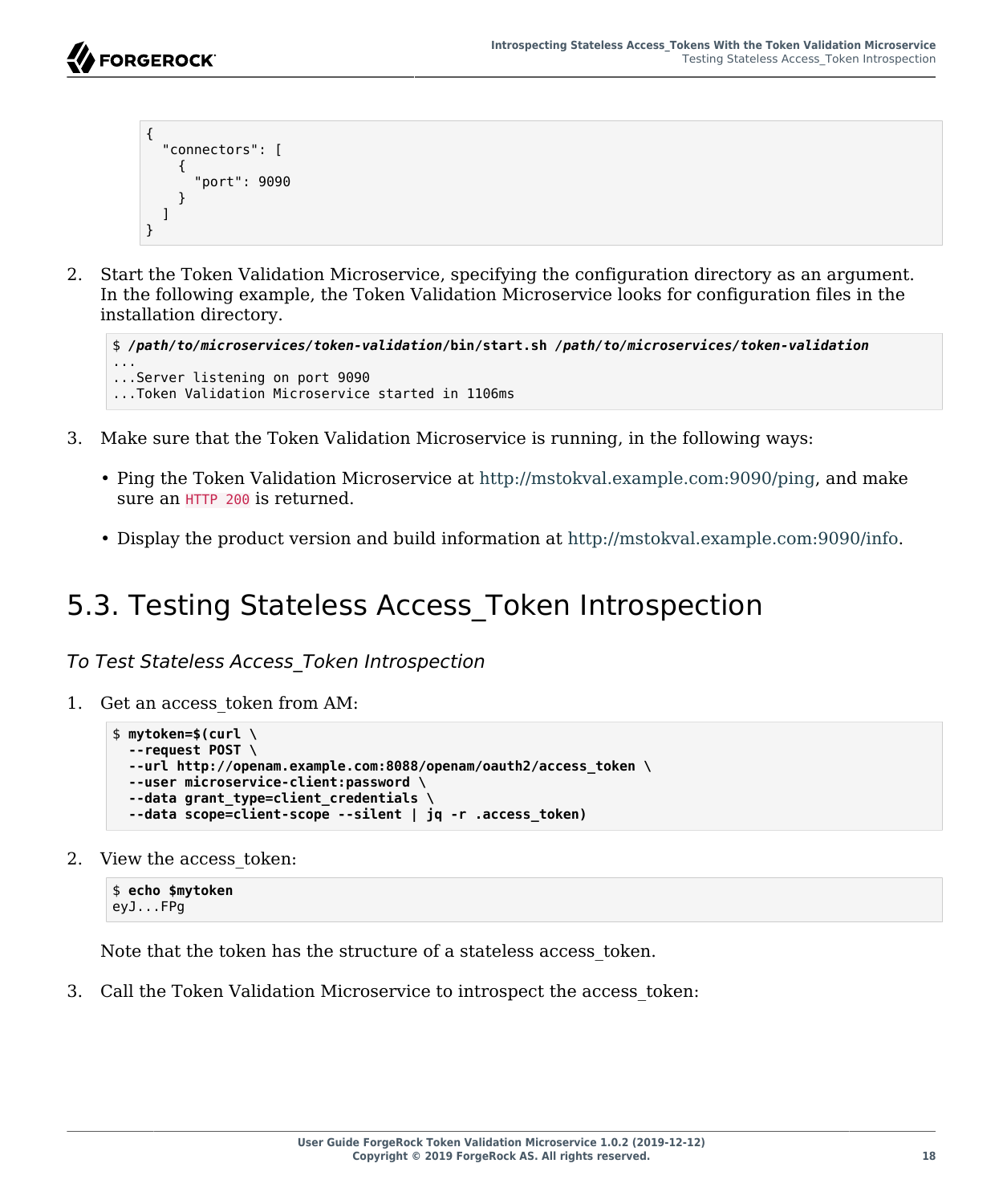```
{
  "connectors": [
    {
      "port": 9090
    }
  ]
}
```

2. Start the Token Validation Microservice, specifying the configuration directory as an argument. In the following example, the Token Validation Microservice looks for configuration files in the installation directory.

```
$ /path/to/microservices/token-validation/bin/start.sh /path/to/microservices/token-validation
...
...Server listening on port 9090
...Token Validation Microservice started in 1106ms
```

3. Make sure that the Token Validation Microservice is running, in the following ways:

   - Ping the Token Validation Microservice at http://mstokval.example.com:9090/ping, and make sure an `HTTP 200` is returned.

   - Display the product version and build information at http://mstokval.example.com:9090/info.

## 5.3. Testing Stateless Access_Token Introspection

*To Test Stateless Access_Token Introspection*

1. Get an access_token from AM:

```
$ mytoken=$(curl \
  --request POST \
  --url http://openam.example.com:8088/openam/oauth2/access_token \
  --user microservice-client:password \
  --data grant_type=client_credentials \
  --data scope=client-scope --silent | jq -r .access_token)
```

2. View the access_token:

```
$ echo $mytoken
eyJ...FPg
```

   Note that the token has the structure of a stateless access_token.

3. Call the Token Validation Microservice to introspect the access_token: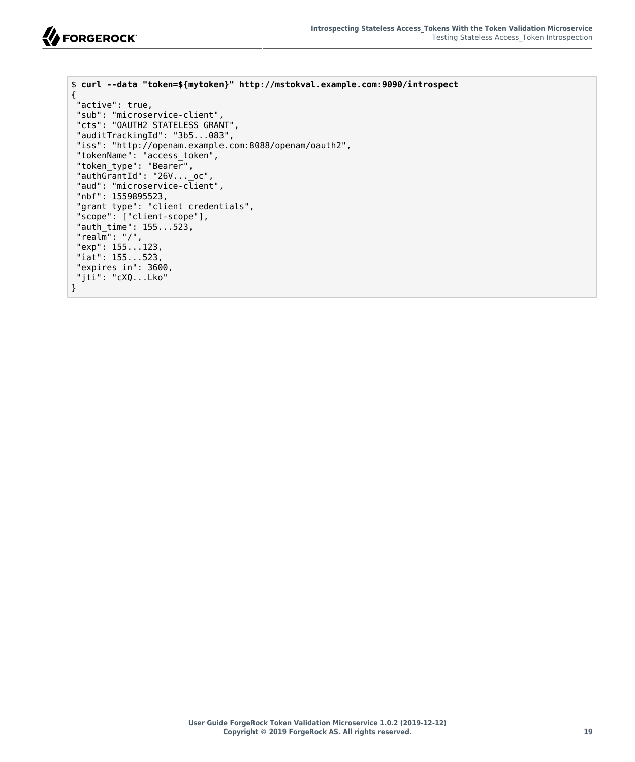```
$ curl --data "token=${mytoken}" http://mstokval.example.com:9090/introspect
{
 "active": true,
 "sub": "microservice-client",
 "cts": "OAUTH2_STATELESS_GRANT",
 "auditTrackingId": "3b5...083",
 "iss": "http://openam.example.com:8088/openam/oauth2",
 "tokenName": "access_token",
 "token_type": "Bearer",
 "authGrantId": "26V..._oc",
 "aud": "microservice-client",
 "nbf": 1559895523,
 "grant_type": "client_credentials",
 "scope": ["client-scope"],
 "auth_time": 155...523,
 "realm": "/",
 "exp": 155...123,
 "iat": 155...523,
 "expires_in": 3600,
 "jti": "cXQ...Lko"
}
```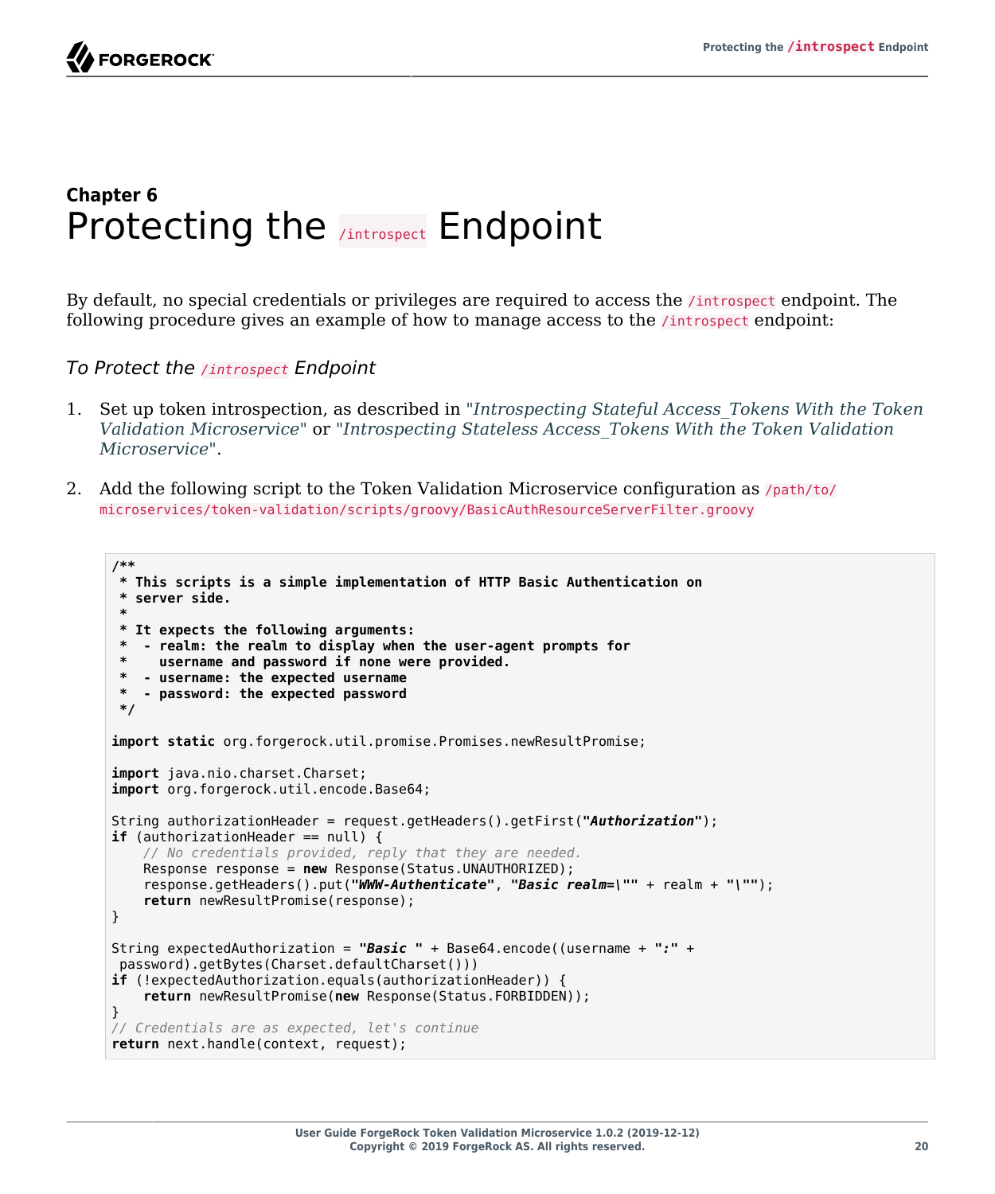## Chapter 6

# Protecting the `/introspect` Endpoint

By default, no special credentials or privileges are required to access the `/introspect` endpoint. The following procedure gives an example of how to manage access to the `/introspect` endpoint:

### *To Protect the `/introspect` Endpoint*

1. Set up token introspection, as described in "*Introspecting Stateful Access_Tokens With the Token Validation Microservice*" or "*Introspecting Stateless Access_Tokens With the Token Validation Microservice*".

2. Add the following script to the Token Validation Microservice configuration as `/path/to/microservices/token-validation/scripts/groovy/BasicAuthResourceServerFilter.groovy`

```
/**
 * This scripts is a simple implementation of HTTP Basic Authentication on
 * server side.
 *
 * It expects the following arguments:
 *  - realm: the realm to display when the user-agent prompts for
 *    username and password if none were provided.
 *  - username: the expected username
 *  - password: the expected password
 */

import static org.forgerock.util.promise.Promises.newResultPromise;

import java.nio.charset.Charset;
import org.forgerock.util.encode.Base64;

String authorizationHeader = request.getHeaders().getFirst("Authorization");
if (authorizationHeader == null) {
    // No credentials provided, reply that they are needed.
    Response response = new Response(Status.UNAUTHORIZED);
    response.getHeaders().put("WWW-Authenticate", "Basic realm=\"" + realm + "\"");
    return newResultPromise(response);
}

String expectedAuthorization = "Basic " + Base64.encode((username + ":" +
 password).getBytes(Charset.defaultCharset()))
if (!expectedAuthorization.equals(authorizationHeader)) {
    return newResultPromise(new Response(Status.FORBIDDEN));
}
// Credentials are as expected, let's continue
return next.handle(context, request);
```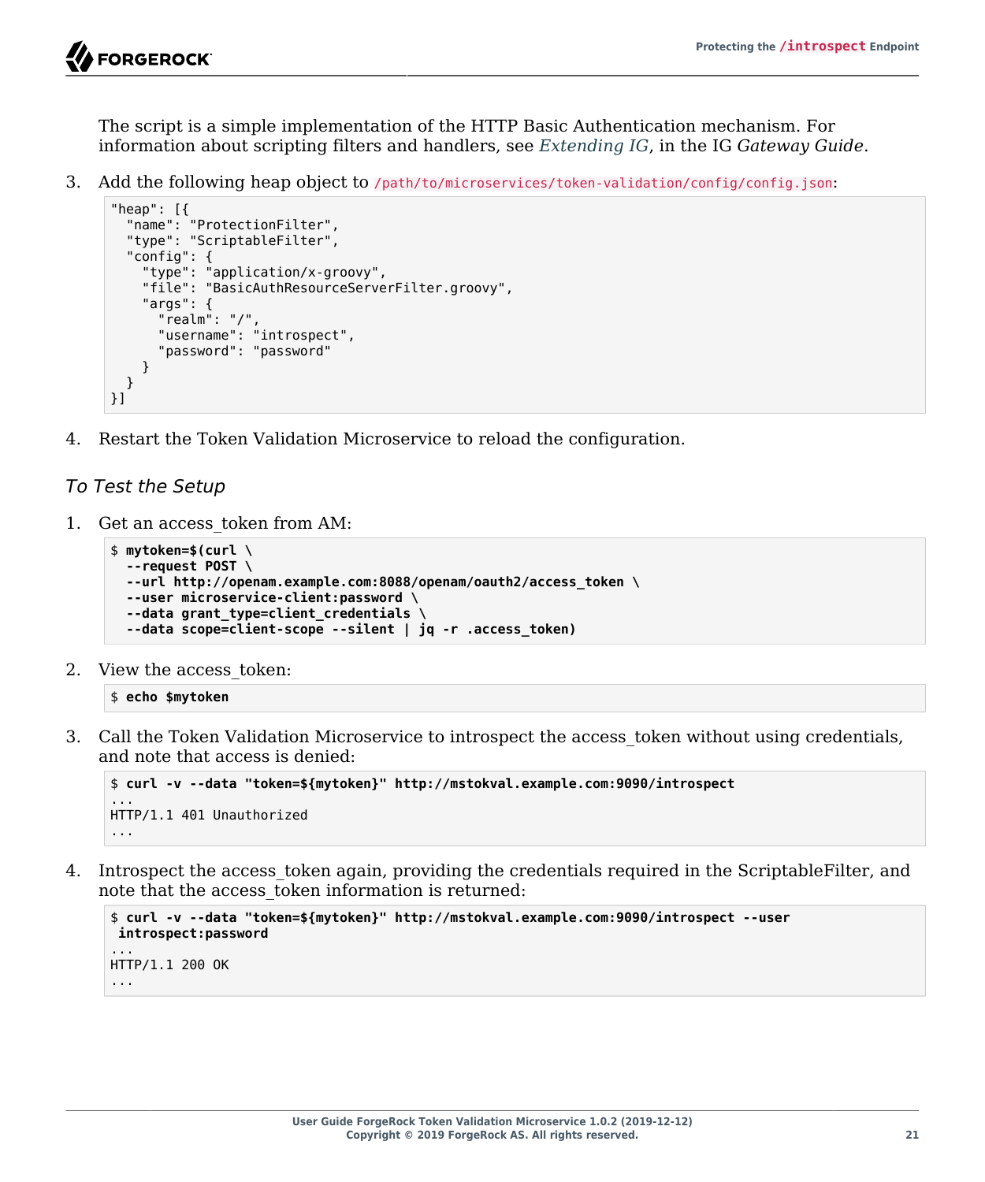The script is a simple implementation of the HTTP Basic Authentication mechanism. For information about scripting filters and handlers, see *Extending IG*, in the IG *Gateway Guide*.

3. Add the following heap object to `/path/to/microservices/token-validation/config/config.json`:

```
"heap": [{
  "name": "ProtectionFilter",
  "type": "ScriptableFilter",
  "config": {
    "type": "application/x-groovy",
    "file": "BasicAuthResourceServerFilter.groovy",
    "args": {
      "realm": "/",
      "username": "introspect",
      "password": "password"
    }
  }
}]
```

4. Restart the Token Validation Microservice to reload the configuration.

### *To Test the Setup*

1. Get an access_token from AM:

```
$ mytoken=$(curl \
  --request POST \
  --url http://openam.example.com:8088/openam/oauth2/access_token \
  --user microservice-client:password \
  --data grant_type=client_credentials \
  --data scope=client-scope --silent | jq -r .access_token)
```

2. View the access_token:

```
$ echo $mytoken
```

3. Call the Token Validation Microservice to introspect the access_token without using credentials, and note that access is denied:

```
$ curl -v --data "token=${mytoken}" http://mstokval.example.com:9090/introspect
...
HTTP/1.1 401 Unauthorized
...
```

4. Introspect the access_token again, providing the credentials required in the ScriptableFilter, and note that the access_token information is returned:

```
$ curl -v --data "token=${mytoken}" http://mstokval.example.com:9090/introspect --user
 introspect:password
...
HTTP/1.1 200 OK
...
```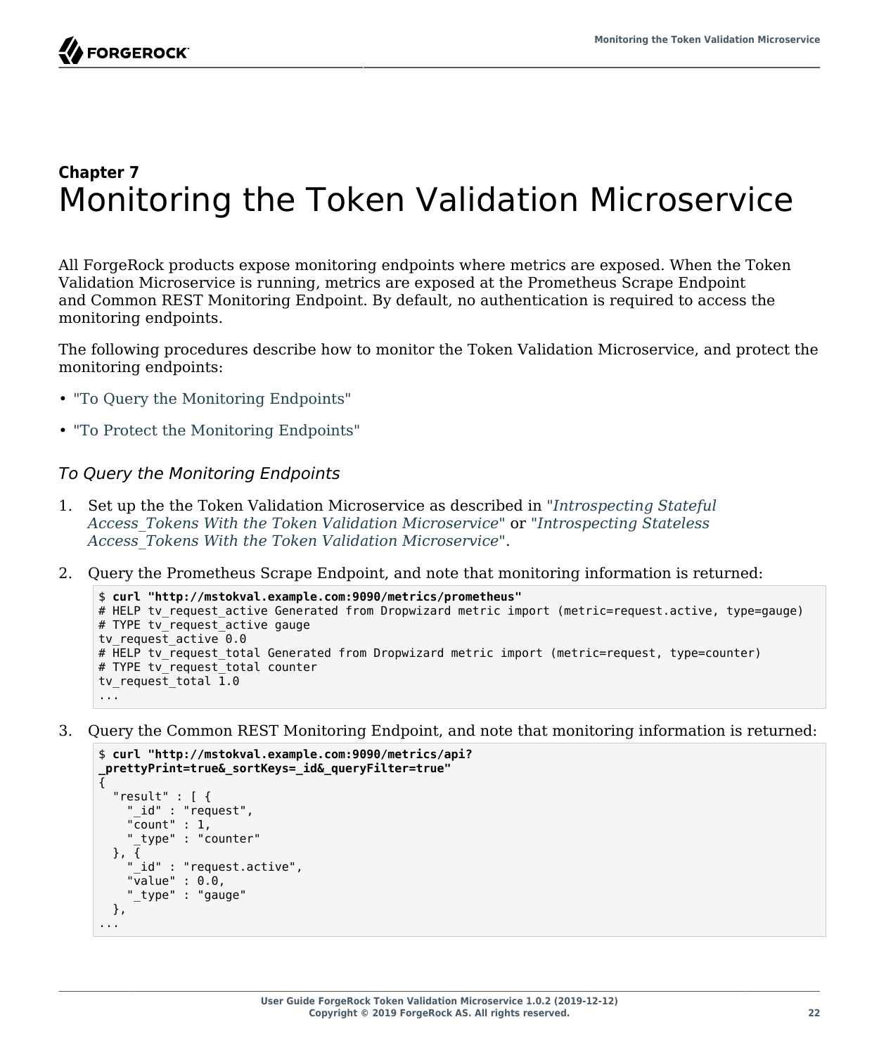**Chapter 7**

# Monitoring the Token Validation Microservice

All ForgeRock products expose monitoring endpoints where metrics are exposed. When the Token Validation Microservice is running, metrics are exposed at the Prometheus Scrape Endpoint and Common REST Monitoring Endpoint. By default, no authentication is required to access the monitoring endpoints.

The following procedures describe how to monitor the Token Validation Microservice, and protect the monitoring endpoints:

- "To Query the Monitoring Endpoints"
- "To Protect the Monitoring Endpoints"

### *To Query the Monitoring Endpoints*

1. Set up the the Token Validation Microservice as described in "*Introspecting Stateful Access_Tokens With the Token Validation Microservice*" or "*Introspecting Stateless Access_Tokens With the Token Validation Microservice*".

2. Query the Prometheus Scrape Endpoint, and note that monitoring information is returned:

```
$ curl "http://mstokval.example.com:9090/metrics/prometheus"
# HELP tv_request_active Generated from Dropwizard metric import (metric=request.active, type=gauge)
# TYPE tv_request_active gauge
tv_request_active 0.0
# HELP tv_request_total Generated from Dropwizard metric import (metric=request, type=counter)
# TYPE tv_request_total counter
tv_request_total 1.0
...
```

3. Query the Common REST Monitoring Endpoint, and note that monitoring information is returned:

```
$ curl "http://mstokval.example.com:9090/metrics/api?
_prettyPrint=true&_sortKeys=_id&_queryFilter=true"
{
  "result" : [ {
    "_id" : "request",
    "count" : 1,
    "_type" : "counter"
  }, {
    "_id" : "request.active",
    "value" : 0.0,
    "_type" : "gauge"
  },
...
```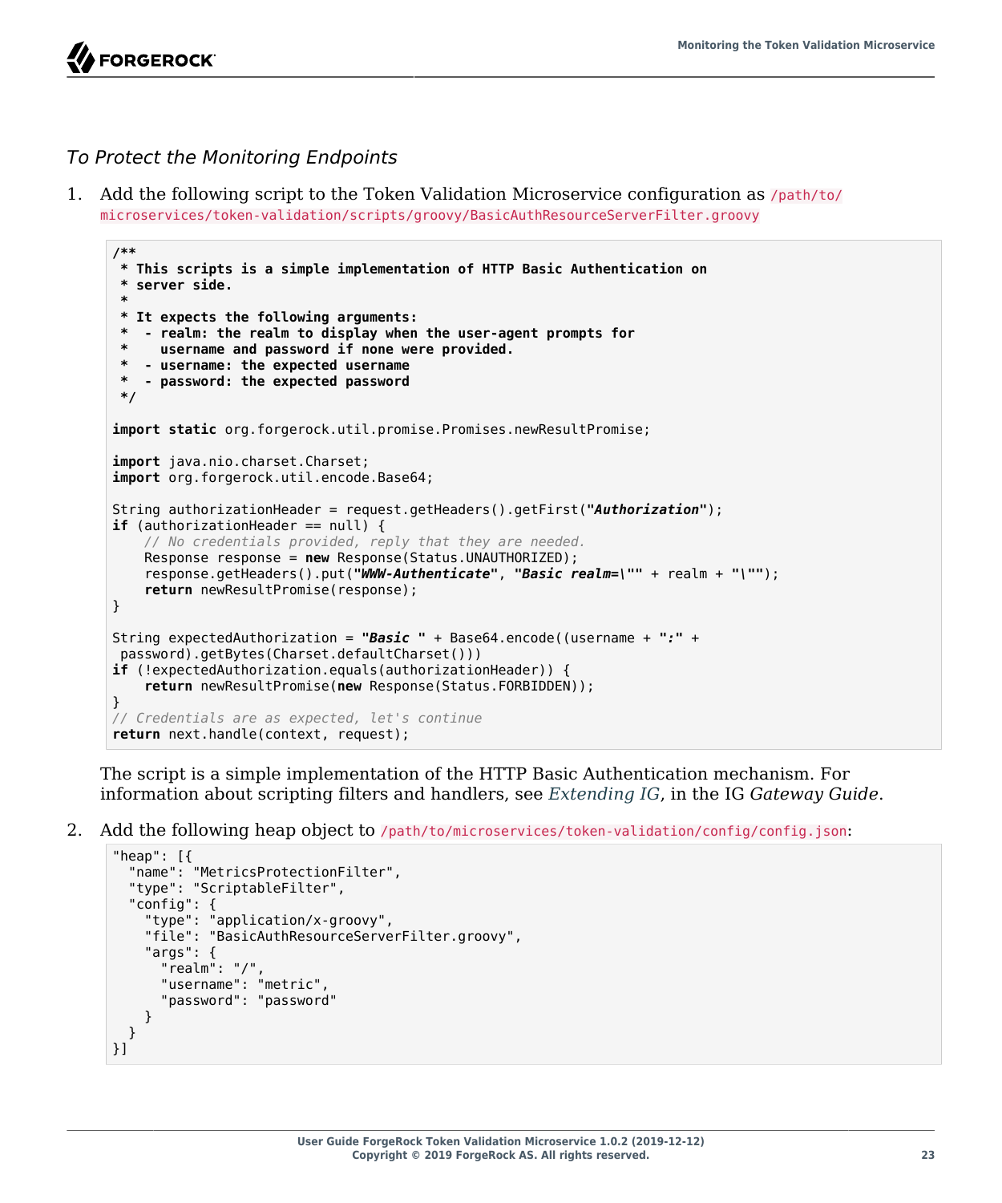### *To Protect the Monitoring Endpoints*

1. Add the following script to the Token Validation Microservice configuration as `/path/to/microservices/token-validation/scripts/groovy/BasicAuthResourceServerFilter.groovy`

```
/**
 * This scripts is a simple implementation of HTTP Basic Authentication on
 * server side.
 *
 * It expects the following arguments:
 *  - realm: the realm to display when the user-agent prompts for
 *    username and password if none were provided.
 *  - username: the expected username
 *  - password: the expected password
 */

import static org.forgerock.util.promise.Promises.newResultPromise;

import java.nio.charset.Charset;
import org.forgerock.util.encode.Base64;

String authorizationHeader = request.getHeaders().getFirst("Authorization");
if (authorizationHeader == null) {
    // No credentials provided, reply that they are needed.
    Response response = new Response(Status.UNAUTHORIZED);
    response.getHeaders().put("WWW-Authenticate", "Basic realm=\"" + realm + "\"");
    return newResultPromise(response);
}

String expectedAuthorization = "Basic " + Base64.encode((username + ":" +
 password).getBytes(Charset.defaultCharset()))
if (!expectedAuthorization.equals(authorizationHeader)) {
    return newResultPromise(new Response(Status.FORBIDDEN));
}
// Credentials are as expected, let's continue
return next.handle(context, request);
```

   The script is a simple implementation of the HTTP Basic Authentication mechanism. For information about scripting filters and handlers, see *Extending IG*, in the IG *Gateway Guide*.

2. Add the following heap object to `/path/to/microservices/token-validation/config/config.json`:

```
"heap": [{
  "name": "MetricsProtectionFilter",
  "type": "ScriptableFilter",
  "config": {
    "type": "application/x-groovy",
    "file": "BasicAuthResourceServerFilter.groovy",
    "args": {
      "realm": "/",
      "username": "metric",
      "password": "password"
    }
  }
}]
```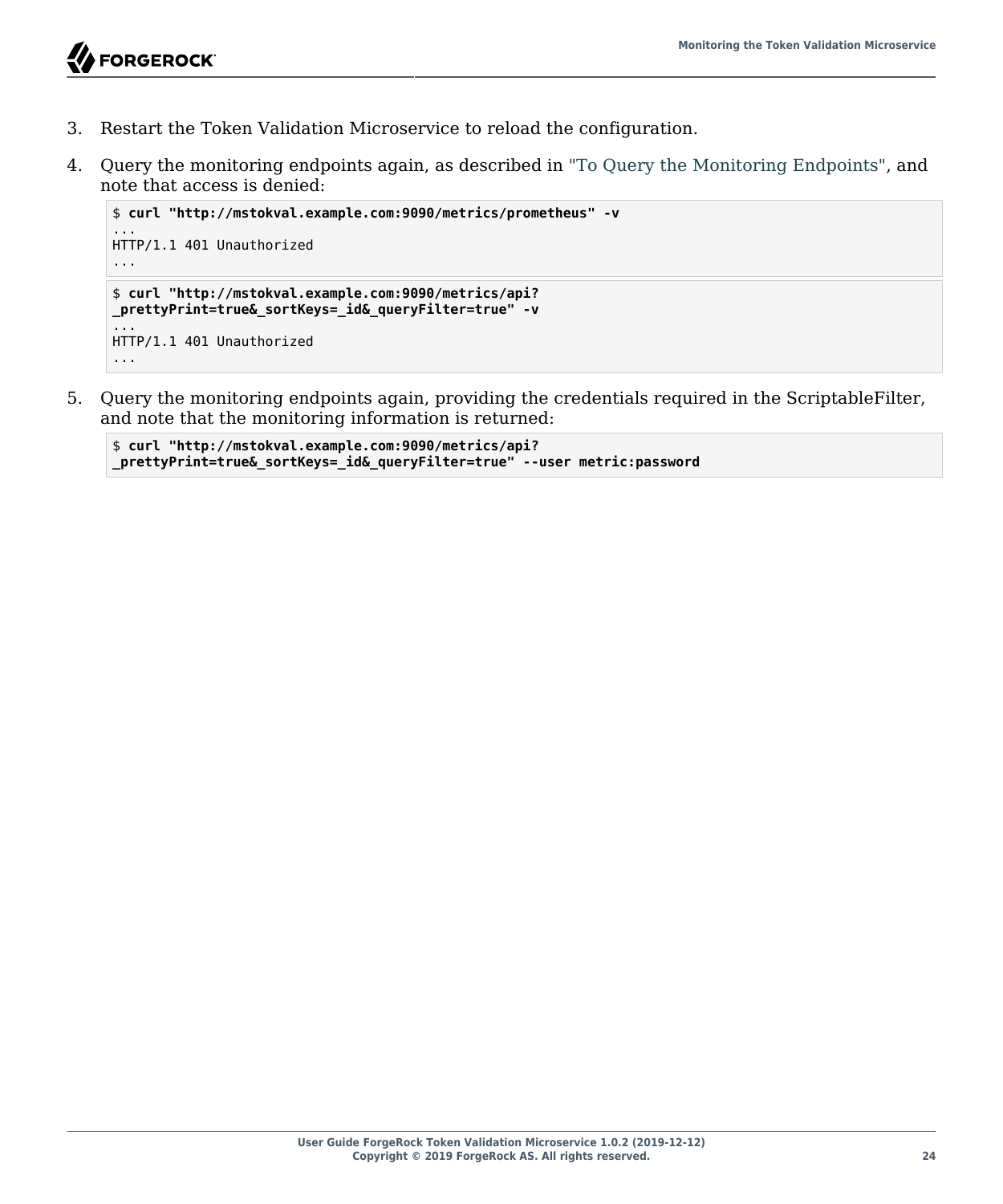3. Restart the Token Validation Microservice to reload the configuration.

4. Query the monitoring endpoints again, as described in "To Query the Monitoring Endpoints", and note that access is denied:

```
$ curl "http://mstokval.example.com:9090/metrics/prometheus" -v
...
HTTP/1.1 401 Unauthorized
...
```

```
$ curl "http://mstokval.example.com:9090/metrics/api?
_prettyPrint=true&_sortKeys=_id&_queryFilter=true" -v
...
HTTP/1.1 401 Unauthorized
...
```

5. Query the monitoring endpoints again, providing the credentials required in the ScriptableFilter, and note that the monitoring information is returned:

```
$ curl "http://mstokval.example.com:9090/metrics/api?
_prettyPrint=true&_sortKeys=_id&_queryFilter=true" --user metric:password
```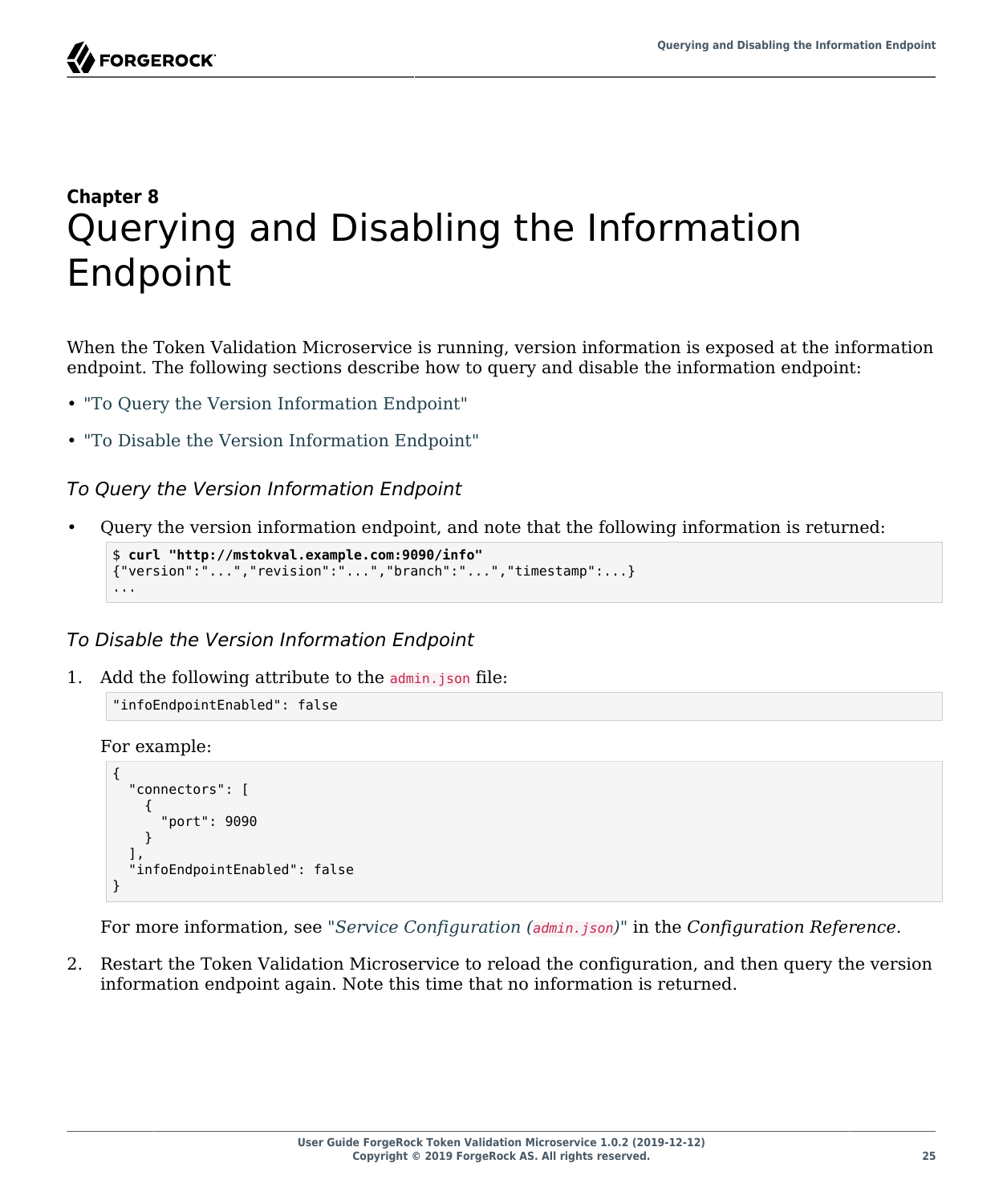**Chapter 8**

# Querying and Disabling the Information Endpoint

When the Token Validation Microservice is running, version information is exposed at the information endpoint. The following sections describe how to query and disable the information endpoint:

- "To Query the Version Information Endpoint"
- "To Disable the Version Information Endpoint"

### *To Query the Version Information Endpoint*

- Query the version information endpoint, and note that the following information is returned:

```
$ curl "http://mstokval.example.com:9090/info"
{"version":"...","revision":"...","branch":"...","timestamp":...}
...
```

### *To Disable the Version Information Endpoint*

1. Add the following attribute to the `admin.json` file:

   ```
   "infoEndpointEnabled": false
   ```

   For example:

   ```
   {
     "connectors": [
       {
         "port": 9090
       }
     ],
     "infoEndpointEnabled": false
   }
   ```

   For more information, see "*Service Configuration (`admin.json`)*" in the *Configuration Reference*.

2. Restart the Token Validation Microservice to reload the configuration, and then query the version information endpoint again. Note this time that no information is returned.